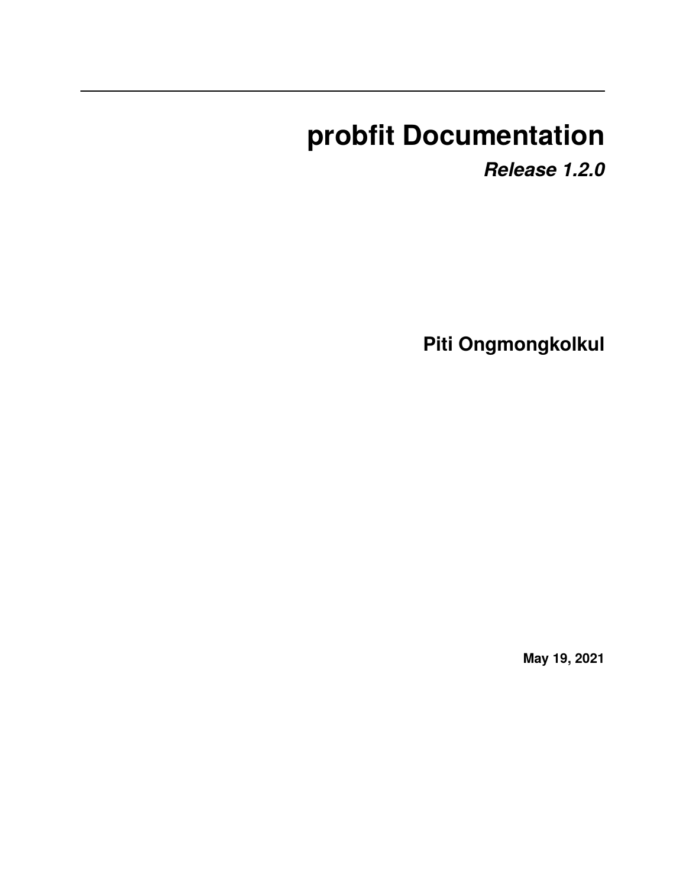# probfit Documentation

***Release 1.2.0***

**Piti Ongmongkolkul**

**May 19, 2021**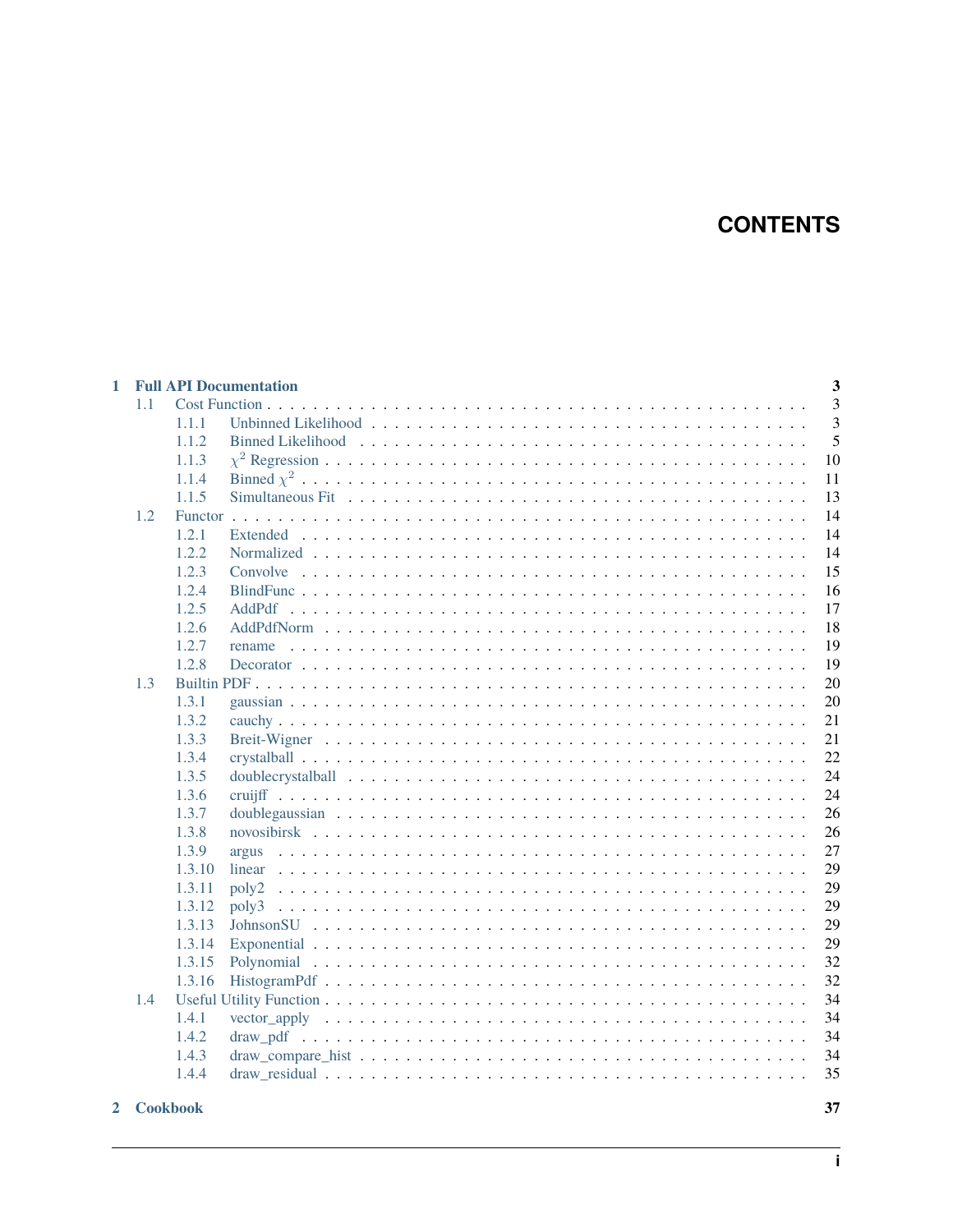# CONTENTS

- **1 Full API Documentation** — 3
  - 1.1 Cost Function — 3
    - 1.1.1 Unbinned Likelihood — 3
    - 1.1.2 Binned Likelihood — 5
    - 1.1.3 $\chi^2$ Regression — 10
    - 1.1.4 Binned $\chi^2$ — 11
    - 1.1.5 Simultaneous Fit — 13
  - 1.2 Functor — 14
    - 1.2.1 Extended — 14
    - 1.2.2 Normalized — 14
    - 1.2.3 Convolve — 15
    - 1.2.4 BlindFunc — 16
    - 1.2.5 AddPdf — 17
    - 1.2.6 AddPdfNorm — 18
    - 1.2.7 rename — 19
    - 1.2.8 Decorator — 19
  - 1.3 Builtin PDF — 20
    - 1.3.1 gaussian — 20
    - 1.3.2 cauchy — 21
    - 1.3.3 Breit-Wigner — 21
    - 1.3.4 crystalball — 22
    - 1.3.5 doublecrystalball — 24
    - 1.3.6 cruijff — 24
    - 1.3.7 doublegaussian — 26
    - 1.3.8 novosibirsk — 26
    - 1.3.9 argus — 27
    - 1.3.10 linear — 29
    - 1.3.11 poly2 — 29
    - 1.3.12 poly3 — 29
    - 1.3.13 JohnsonSU — 29
    - 1.3.14 Exponential — 29
    - 1.3.15 Polynomial — 32
    - 1.3.16 HistogramPdf — 32
  - 1.4 Useful Utility Function — 34
    - 1.4.1 vector_apply — 34
    - 1.4.2 draw_pdf — 34
    - 1.4.3 draw_compare_hist — 34
    - 1.4.4 draw_residual — 35
- **2 Cookbook** — 37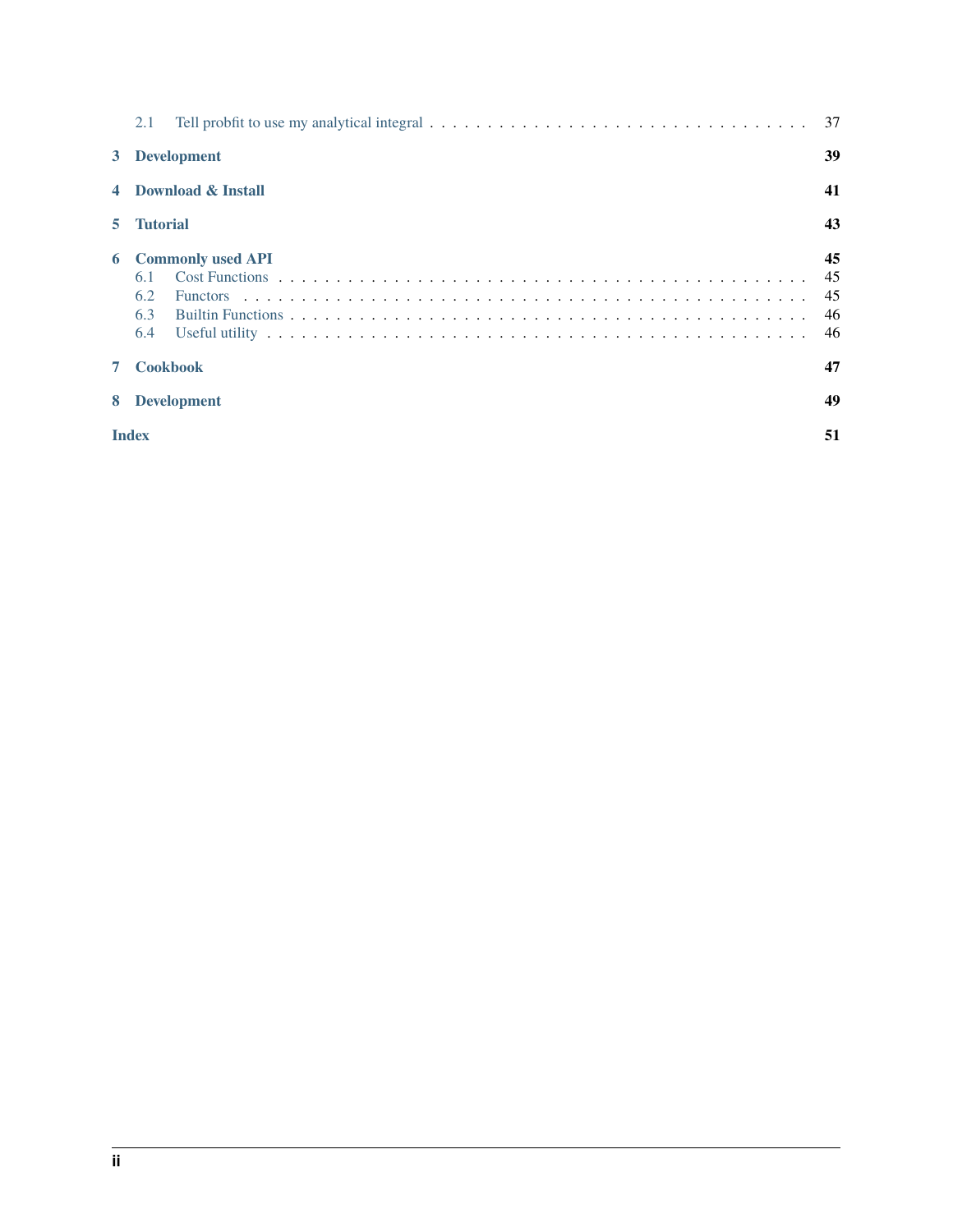- 2.1 Tell probfit to use my analytical integral . . . . . 37

- **3 Development** **39**

- **4 Download & Install** **41**

- **5 Tutorial** **43**

- **6 Commonly used API** **45**
  - 6.1 Cost Functions . . . . . 45
  - 6.2 Functors . . . . . 45
  - 6.3 Builtin Functions . . . . . 46
  - 6.4 Useful utility . . . . . 46

- **7 Cookbook** **47**

- **8 Development** **49**

- **Index** **51**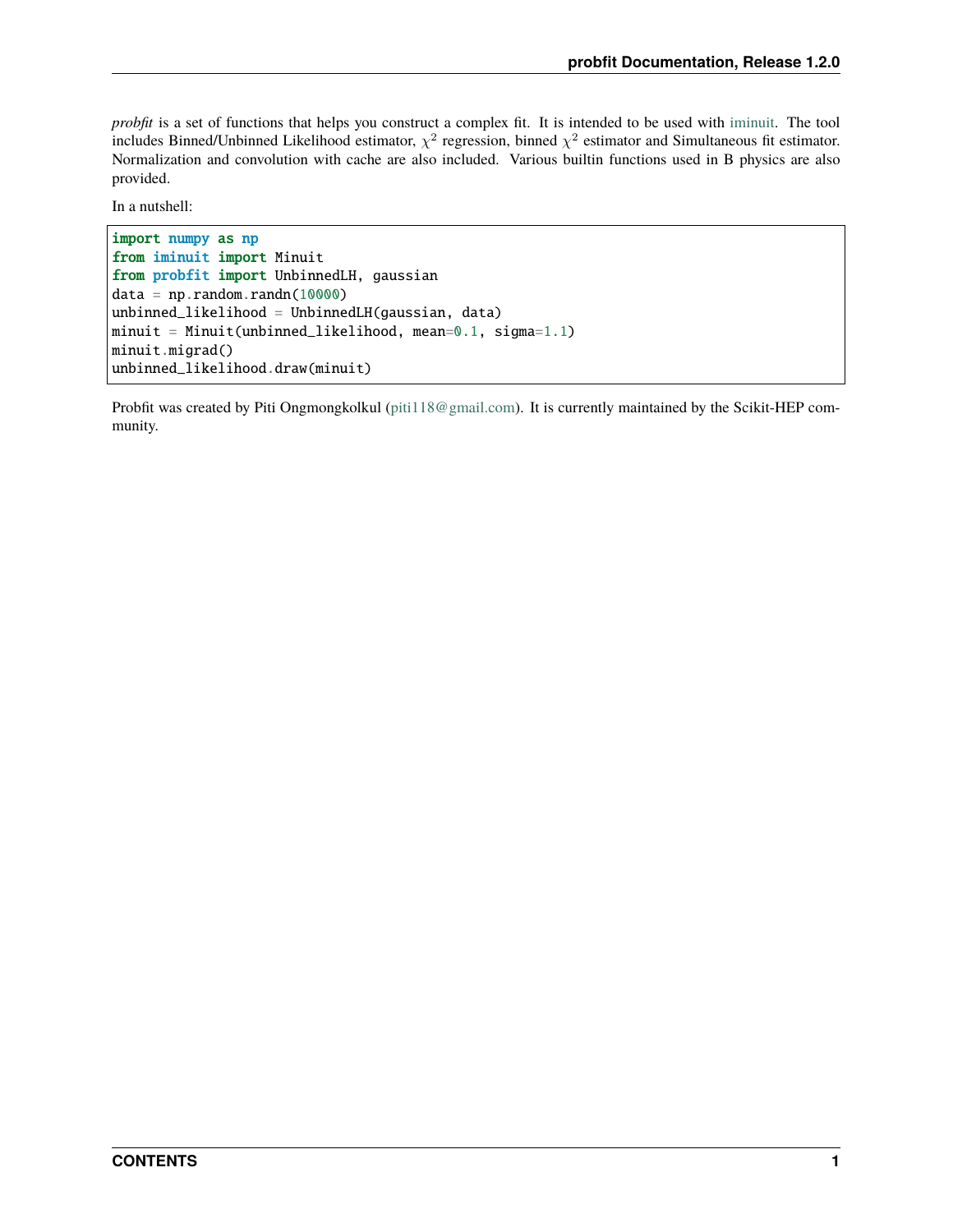*probfit* is a set of functions that helps you construct a complex fit. It is intended to be used with iminuit. The tool includes Binned/Unbinned Likelihood estimator, $\chi^2$ regression, binned $\chi^2$ estimator and Simultaneous fit estimator. Normalization and convolution with cache are also included. Various builtin functions used in B physics are also provided.

In a nutshell:

```
import numpy as np
from iminuit import Minuit
from probfit import UnbinnedLH, gaussian
data = np.random.randn(10000)
unbinned_likelihood = UnbinnedLH(gaussian, data)
minuit = Minuit(unbinned_likelihood, mean=0.1, sigma=1.1)
minuit.migrad()
unbinned_likelihood.draw(minuit)
```

Probfit was created by Piti Ongmongkolkul (piti118@gmail.com). It is currently maintained by the Scikit-HEP community.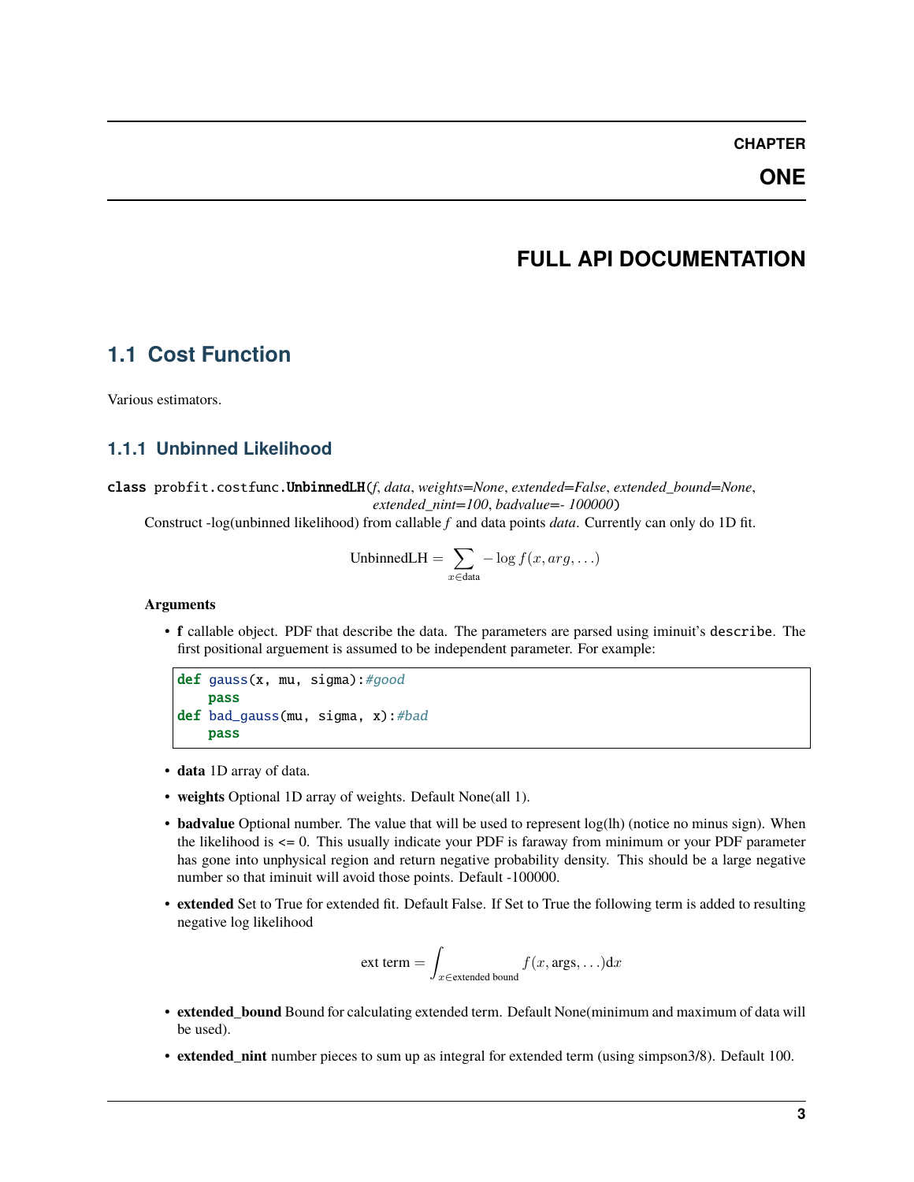# CHAPTER ONE

# FULL API DOCUMENTATION

## 1.1 Cost Function

Various estimators.

### 1.1.1 Unbinned Likelihood

**class** probfit.costfunc.**UnbinnedLH**(*f*, *data*, *weights=None*, *extended=False*, *extended_bound=None*, *extended_nint=100*, *badvalue=- 100000*)

Construct -log(unbinned likelihood) from callable $f$ and data points *data*. Currently can only do 1D fit.

$$\text{UnbinnedLH} = \sum_{x \in \text{data}} -\log f(x, arg, \ldots)$$

**Arguments**

- **f** callable object. PDF that describe the data. The parameters are parsed using iminuit's describe. The first positional arguement is assumed to be independent parameter. For example:

```
def gauss(x, mu, sigma):#good
    pass
def bad_gauss(mu, sigma, x):#bad
    pass
```

- **data** 1D array of data.
- **weights** Optional 1D array of weights. Default None(all 1).
- **badvalue** Optional number. The value that will be used to represent log(lh) (notice no minus sign). When the likelihood is <= 0. This usually indicate your PDF is faraway from minimum or your PDF parameter has gone into unphysical region and return negative probability density. This should be a large negative number so that iminuit will avoid those points. Default -100000.
- **extended** Set to True for extended fit. Default False. If Set to True the following term is added to resulting negative log likelihood

$$\text{ext term} = \int_{x \in \text{extended bound}} f(x, \text{args}, \ldots) \mathrm{d}x$$

- **extended_bound** Bound for calculating extended term. Default None(minimum and maximum of data will be used).
- **extended_nint** number pieces to sum up as integral for extended term (using simpson3/8). Default 100.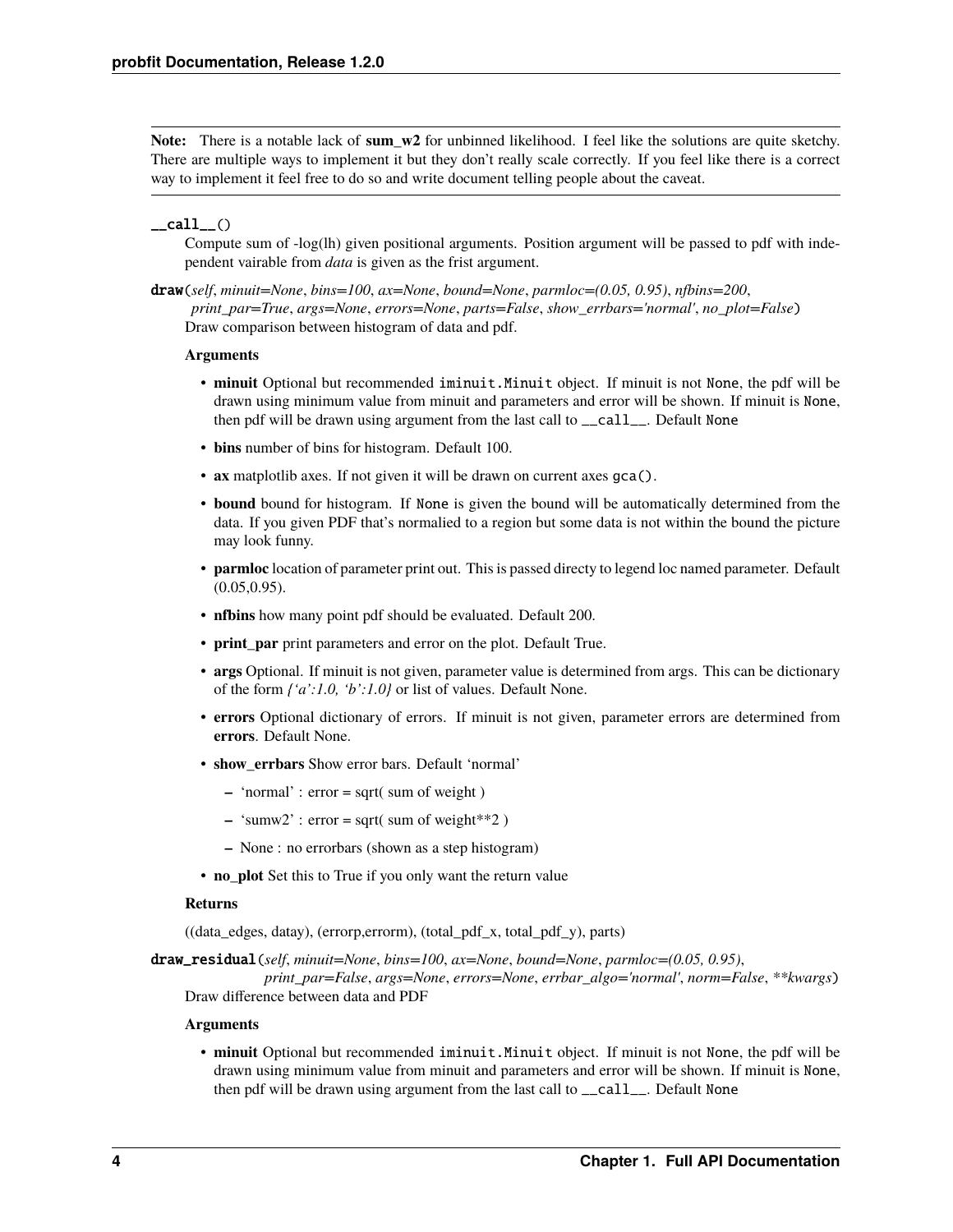**Note:** There is a notable lack of **sum_w2** for unbinned likelihood. I feel like the solutions are quite sketchy. There are multiple ways to implement it but they don't really scale correctly. If you feel like there is a correct way to implement it feel free to do so and write document telling people about the caveat.

**`__call__`**()

Compute sum of -log(lh) given positional arguments. Position argument will be passed to pdf with independent vairable from *data* is given as the frist argument.

**`draw`**(*self*, *minuit=None*, *bins=100*, *ax=None*, *bound=None*, *parmloc=(0.05, 0.95)*, *nfbins=200*, *print_par=True*, *args=None*, *errors=None*, *parts=False*, *show_errbars='normal'*, *no_plot=False*)

Draw comparison between histogram of data and pdf.

**Arguments**

- **minuit** Optional but recommended `iminuit.Minuit` object. If minuit is not `None`, the pdf will be drawn using minimum value from minuit and parameters and error will be shown. If minuit is `None`, then pdf will be drawn using argument from the last call to `__call__`. Default `None`
- **bins** number of bins for histogram. Default 100.
- **ax** matplotlib axes. If not given it will be drawn on current axes `gca()`.
- **bound** bound for histogram. If `None` is given the bound will be automatically determined from the data. If you given PDF that's normalied to a region but some data is not within the bound the picture may look funny.
- **parmloc** location of parameter print out. This is passed directy to legend loc named parameter. Default (0.05,0.95).
- **nfbins** how many point pdf should be evaluated. Default 200.
- **print_par** print parameters and error on the plot. Default True.
- **args** Optional. If minuit is not given, parameter value is determined from args. This can be dictionary of the form *{'a':1.0, 'b':1.0}* or list of values. Default None.
- **errors** Optional dictionary of errors. If minuit is not given, parameter errors are determined from **errors**. Default None.
- **show_errbars** Show error bars. Default 'normal'
  - 'normal' : error = sqrt( sum of weight )
  - 'sumw2' : error = sqrt( sum of weight**2 )
  - None : no errorbars (shown as a step histogram)
- **no_plot** Set this to True if you only want the return value

**Returns**

((data_edges, datay), (errorp,errorm), (total_pdf_x, total_pdf_y), parts)

**`draw_residual`**(*self*, *minuit=None*, *bins=100*, *ax=None*, *bound=None*, *parmloc=(0.05, 0.95)*, *print_par=False*, *args=None*, *errors=None*, *errbar_algo='normal'*, *norm=False*, ***kwargs*)

Draw difference between data and PDF

**Arguments**

- **minuit** Optional but recommended `iminuit.Minuit` object. If minuit is not `None`, the pdf will be drawn using minimum value from minuit and parameters and error will be shown. If minuit is `None`, then pdf will be drawn using argument from the last call to `__call__`. Default `None`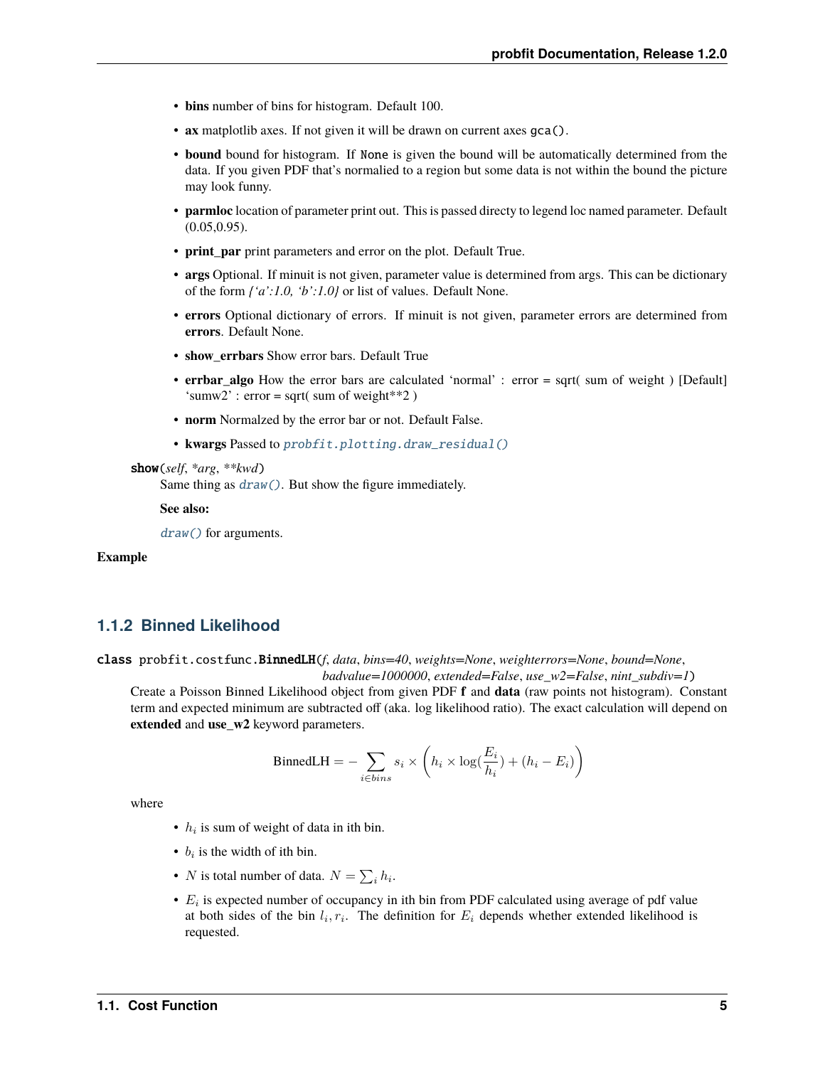- **bins** number of bins for histogram. Default 100.
- **ax** matplotlib axes. If not given it will be drawn on current axes `gca()`.
- **bound** bound for histogram. If `None` is given the bound will be automatically determined from the data. If you given PDF that's normalied to a region but some data is not within the bound the picture may look funny.
- **parmloc** location of parameter print out. This is passed directy to legend loc named parameter. Default (0.05,0.95).
- **print_par** print parameters and error on the plot. Default True.
- **args** Optional. If minuit is not given, parameter value is determined from args. This can be dictionary of the form *{'a':1.0, 'b':1.0}* or list of values. Default None.
- **errors** Optional dictionary of errors. If minuit is not given, parameter errors are determined from **errors**. Default None.
- **show_errbars** Show error bars. Default True
- **errbar_algo** How the error bars are calculated 'normal' : error = sqrt( sum of weight ) [Default] 'sumw2' : error = sqrt( sum of weight**2 )
- **norm** Normalzed by the error bar or not. Default False.
- **kwargs** Passed to `probfit.plotting.draw_residual()`

**show**(*self*, **arg*, ***kwd*)

Same thing as `draw()`. But show the figure immediately.

**See also:**

`draw()` for arguments.

**Example**

### 1.1.2 Binned Likelihood

**class** probfit.costfunc.**BinnedLH**(*f*, *data*, *bins=40*, *weights=None*, *weighterrors=None*, *bound=None*, *badvalue=1000000*, *extended=False*, *use_w2=False*, *nint_subdiv=1*)

Create a Poisson Binned Likelihood object from given PDF **f** and **data** (raw points not histogram). Constant term and expected minimum are subtracted off (aka. log likelihood ratio). The exact calculation will depend on **extended** and **use_w2** keyword parameters.

$$\text{BinnedLH} = -\sum_{i \in bins} s_i \times \left( h_i \times \log(\frac{E_i}{h_i}) + (h_i - E_i) \right)$$

where

- $h_i$ is sum of weight of data in ith bin.
- $b_i$ is the width of ith bin.
- $N$ is total number of data. $N = \sum_i h_i$.
- $E_i$ is expected number of occupancy in ith bin from PDF calculated using average of pdf value at both sides of the bin $l_i, r_i$. The definition for $E_i$ depends whether extended likelihood is requested.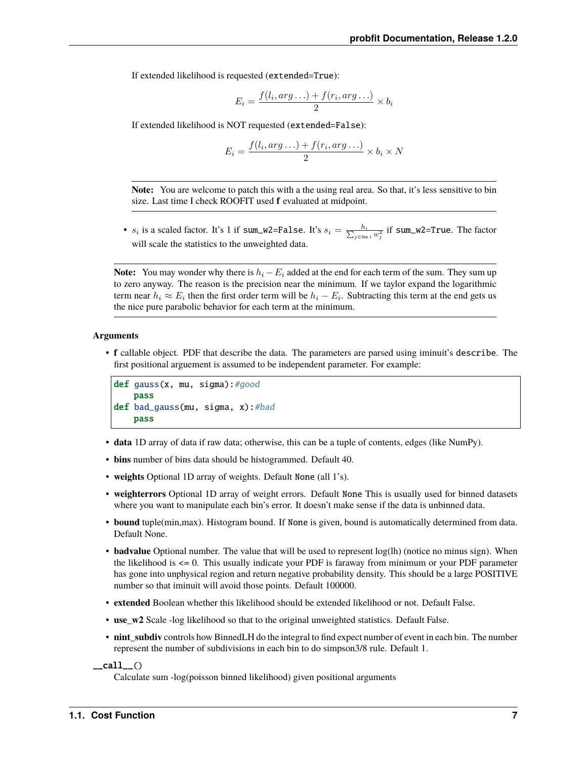If extended likelihood is requested (`extended=True`):

$$E_i = \frac{f(l_i, arg\ldots) + f(r_i, arg\ldots)}{2} \times b_i$$

If extended likelihood is NOT requested (`extended=False`):

$$E_i = \frac{f(l_i, arg\ldots) + f(r_i, arg\ldots)}{2} \times b_i \times N$$

> **Note:** You are welcome to patch this with a the using real area. So that, it's less sensitive to bin size. Last time I check ROOFIT used **f** evaluated at midpoint.

- $s_i$ is a scaled factor. It's 1 if `sum_w2=False`. It's $s_i = \frac{h_i}{\sum_{j \in \text{bin } i} w_j^2}$ if `sum_w2=True`. The factor will scale the statistics to the unweighted data.

> **Note:** You may wonder why there is $h_i - E_i$ added at the end for each term of the sum. They sum up to zero anyway. The reason is the precision near the minimum. If we taylor expand the logarithmic term near $h_i \approx E_i$ then the first order term will be $h_i - E_i$. Subtracting this term at the end gets us the nice pure parabolic behavior for each term at the minimum.

**Arguments**

- **f** callable object. PDF that describe the data. The parameters are parsed using iminuit's `describe`. The first positional arguement is assumed to be independent parameter. For example:

```python
def gauss(x, mu, sigma):#good
    pass
def bad_gauss(mu, sigma, x):#bad
    pass
```

- **data** 1D array of data if raw data; otherwise, this can be a tuple of contents, edges (like NumPy).
- **bins** number of bins data should be histogrammed. Default 40.
- **weights** Optional 1D array of weights. Default `None` (all 1's).
- **weighterrors** Optional 1D array of weight errors. Default `None` This is usually used for binned datasets where you want to manipulate each bin's error. It doesn't make sense if the data is unbinned data.
- **bound** tuple(min,max). Histogram bound. If `None` is given, bound is automatically determined from data. Default None.
- **badvalue** Optional number. The value that will be used to represent log(lh) (notice no minus sign). When the likelihood is <= 0. This usually indicate your PDF is faraway from minimum or your PDF parameter has gone into unphysical region and return negative probability density. This should be a large POSITIVE number so that iminuit will avoid those points. Default 100000.
- **extended** Boolean whether this likelihood should be extended likelihood or not. Default False.
- **use_w2** Scale -log likelihood so that to the original unweighted statistics. Default False.
- **nint_subdiv** controls how BinnedLH do the integral to find expect number of event in each bin. The number represent the number of subdivisions in each bin to do simpson3/8 rule. Default 1.

**`__call__()`**

Calculate sum -log(poisson binned likelihood) given positional arguments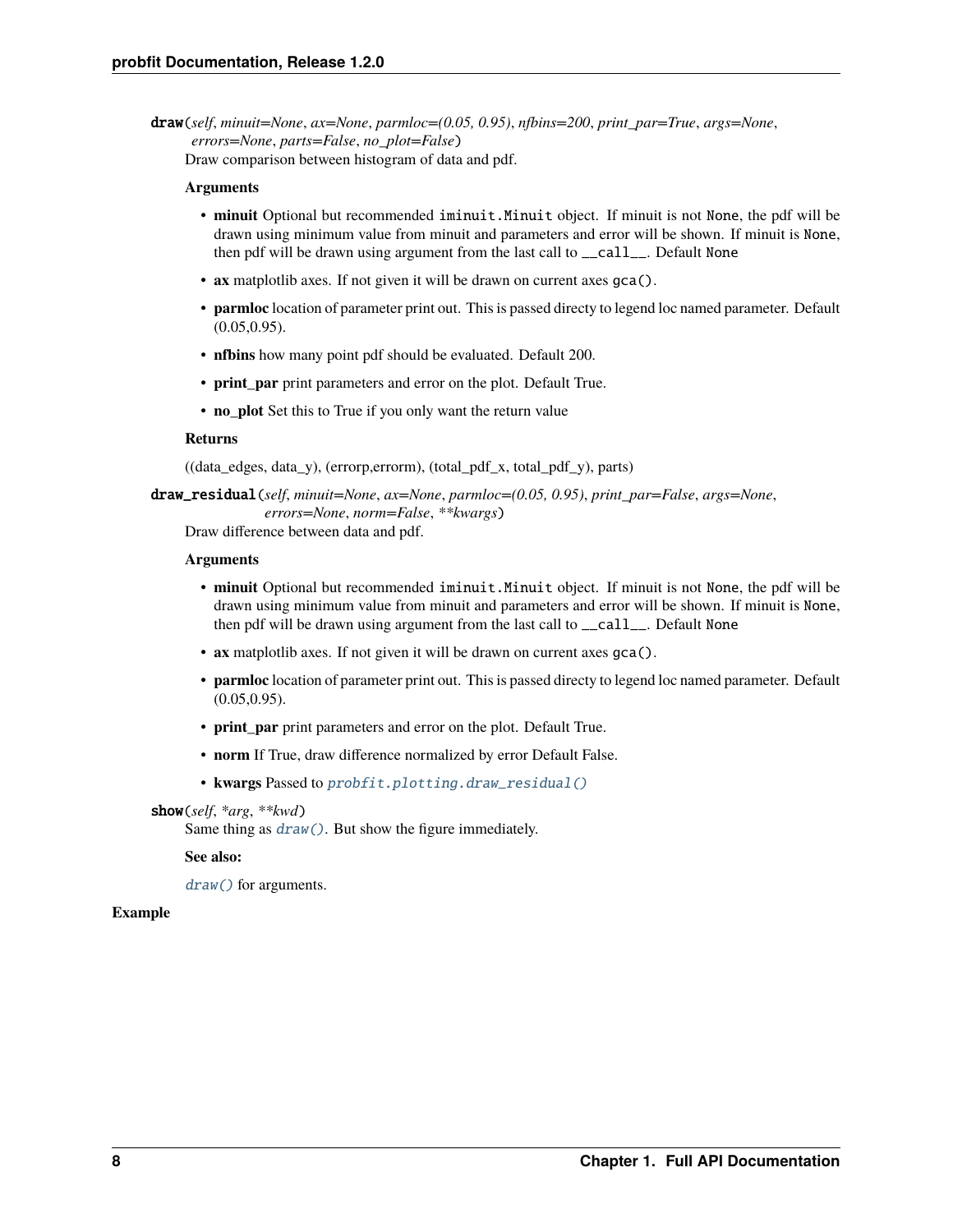**draw**(*self*, *minuit=None*, *ax=None*, *parmloc=(0.05, 0.95)*, *nfbins=200*, *print_par=True*, *args=None*, *errors=None*, *parts=False*, *no_plot=False*)

Draw comparison between histogram of data and pdf.

**Arguments**

- **minuit** Optional but recommended `iminuit.Minuit` object. If minuit is not `None`, the pdf will be drawn using minimum value from minuit and parameters and error will be shown. If minuit is `None`, then pdf will be drawn using argument from the last call to `__call__`. Default `None`
- **ax** matplotlib axes. If not given it will be drawn on current axes `gca()`.
- **parmloc** location of parameter print out. This is passed directy to legend loc named parameter. Default (0.05,0.95).
- **nfbins** how many point pdf should be evaluated. Default 200.
- **print_par** print parameters and error on the plot. Default True.
- **no_plot** Set this to True if you only want the return value

**Returns**

((data_edges, data_y), (errorp,errorm), (total_pdf_x, total_pdf_y), parts)

**draw_residual**(*self*, *minuit=None*, *ax=None*, *parmloc=(0.05, 0.95)*, *print_par=False*, *args=None*, *errors=None*, *norm=False*, *\*\*kwargs*)

Draw difference between data and pdf.

**Arguments**

- **minuit** Optional but recommended `iminuit.Minuit` object. If minuit is not `None`, the pdf will be drawn using minimum value from minuit and parameters and error will be shown. If minuit is `None`, then pdf will be drawn using argument from the last call to `__call__`. Default `None`
- **ax** matplotlib axes. If not given it will be drawn on current axes `gca()`.
- **parmloc** location of parameter print out. This is passed directy to legend loc named parameter. Default (0.05,0.95).
- **print_par** print parameters and error on the plot. Default True.
- **norm** If True, draw difference normalized by error Default False.
- **kwargs** Passed to `probfit.plotting.draw_residual()`

**show**(*self*, *\*arg*, *\*\*kwd*)

Same thing as `draw()`. But show the figure immediately.

**See also:**

`draw()` for arguments.

**Example**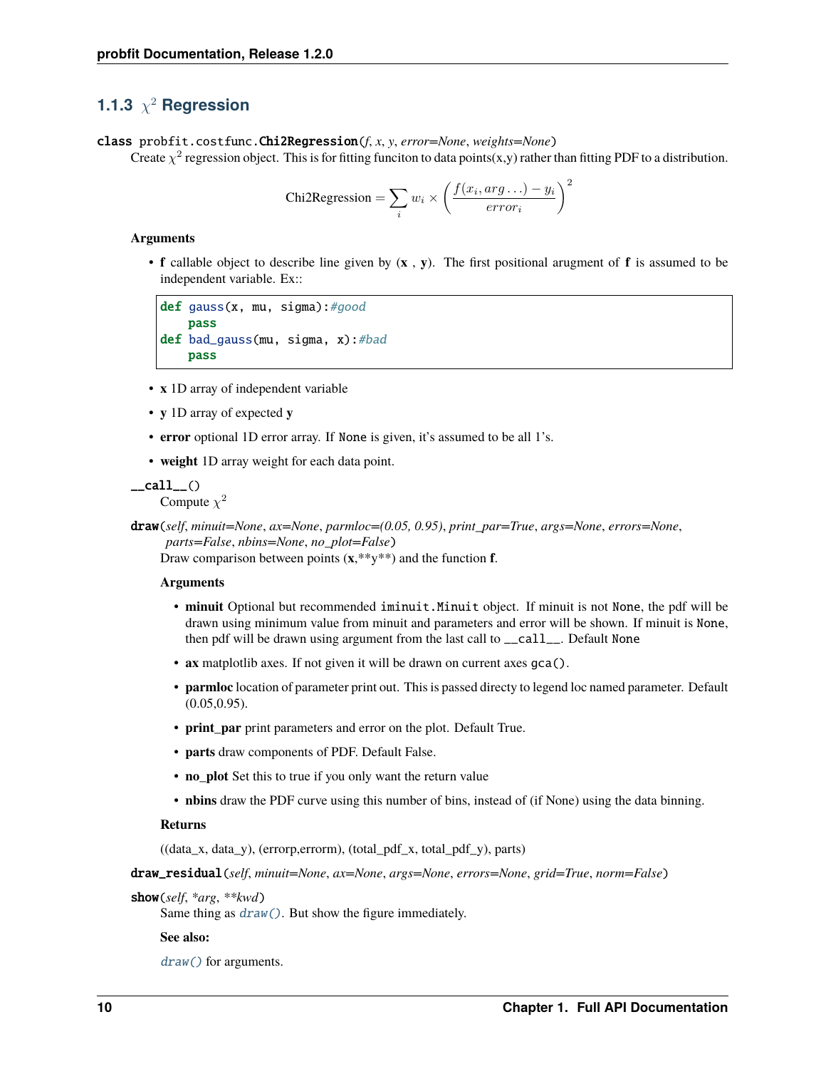### 1.1.3 $\chi^2$ Regression

**class** probfit.costfunc.**Chi2Regression**(*f*, *x*, *y*, *error=None*, *weights=None*)

Create $\chi^2$ regression object. This is for fitting funciton to data points(x,y) rather than fitting PDF to a distribution.

$$\text{Chi2Regression} = \sum_i w_i \times \left( \frac{f(x_i, arg \ldots) - y_i}{error_i} \right)^2$$

**Arguments**

- **f** callable object to describe line given by (**x** , **y**). The first positional arugment of **f** is assumed to be independent variable. Ex::

```
def gauss(x, mu, sigma):#good
    pass
def bad_gauss(mu, sigma, x):#bad
    pass
```

- **x** 1D array of independent variable
- **y** 1D array of expected **y**
- **error** optional 1D error array. If `None` is given, it's assumed to be all 1's.
- **weight** 1D array weight for each data point.

**__call__**()

Compute $\chi^2$

**draw**(*self*, *minuit=None*, *ax=None*, *parmloc=(0.05, 0.95)*, *print_par=True*, *args=None*, *errors=None*, *parts=False*, *nbins=None*, *no_plot=False*)

Draw comparison between points (**x**,**y**) and the function **f**.

**Arguments**

- **minuit** Optional but recommended `iminuit.Minuit` object. If minuit is not `None`, the pdf will be drawn using minimum value from minuit and parameters and error will be shown. If minuit is `None`, then pdf will be drawn using argument from the last call to `__call__`. Default `None`
- **ax** matplotlib axes. If not given it will be drawn on current axes `gca()`.
- **parmloc** location of parameter print out. This is passed directy to legend loc named parameter. Default (0.05,0.95).
- **print_par** print parameters and error on the plot. Default True.
- **parts** draw components of PDF. Default False.
- **no_plot** Set this to true if you only want the return value
- **nbins** draw the PDF curve using this number of bins, instead of (if None) using the data binning.

**Returns**

((data_x, data_y), (errorp,errorm), (total_pdf_x, total_pdf_y), parts)

**draw_residual**(*self*, *minuit=None*, *ax=None*, *args=None*, *errors=None*, *grid=True*, *norm=False*)

**show**(*self*, **arg*, ***kwd*)

Same thing as `draw()`. But show the figure immediately.

**See also:**

`draw()` for arguments.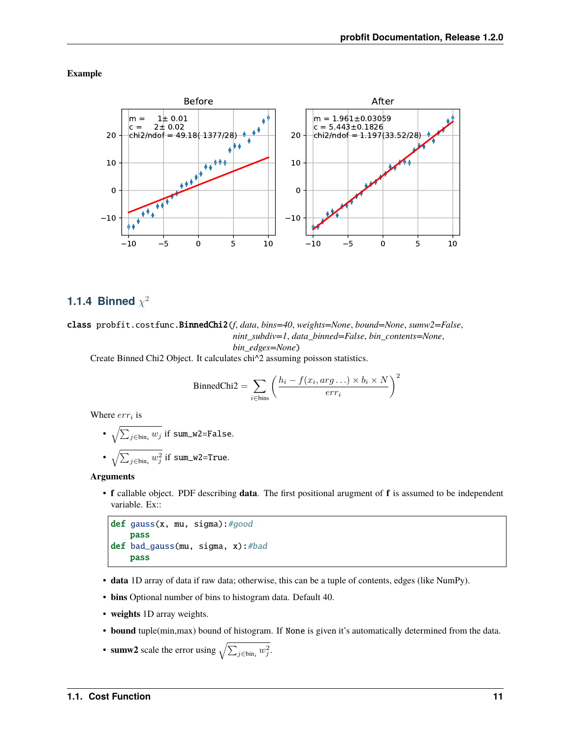**Example**

## 1.1.4 Binned $\chi^2$

class probfit.costfunc.**BinnedChi2**(*f*, *data*, *bins=40*, *weights=None*, *bound=None*, *sumw2=False*, *nint_subdiv=1*, *data_binned=False*, *bin_contents=None*, *bin_edges=None*)

Create Binned Chi2 Object. It calculates chi^2 assuming poisson statistics.

$$\text{BinnedChi2} = \sum_{i \in \text{bins}} \left( \frac{h_i - f(x_i, arg \ldots) \times b_i \times N}{err_i} \right)^2$$

Where $err_i$ is

- $\sqrt{\sum_{j \in \text{bin}_i} w_j}$ if `sum_w2=False`.
- $\sqrt{\sum_{j \in \text{bin}_i} w_j^2}$ if `sum_w2=True`.

**Arguments**

- **f** callable object. PDF describing **data**. The first positional arugment of **f** is assumed to be independent variable. Ex::

```
def gauss(x, mu, sigma):#good
    pass
def bad_gauss(mu, sigma, x):#bad
    pass
```

- **data** 1D array of data if raw data; otherwise, this can be a tuple of contents, edges (like NumPy).
- **bins** Optional number of bins to histogram data. Default 40.
- **weights** 1D array weights.
- **bound** tuple(min,max) bound of histogram. If `None` is given it's automatically determined from the data.
- **sumw2** scale the error using $\sqrt{\sum_{j \in \text{bin}_i} w_j^2}$.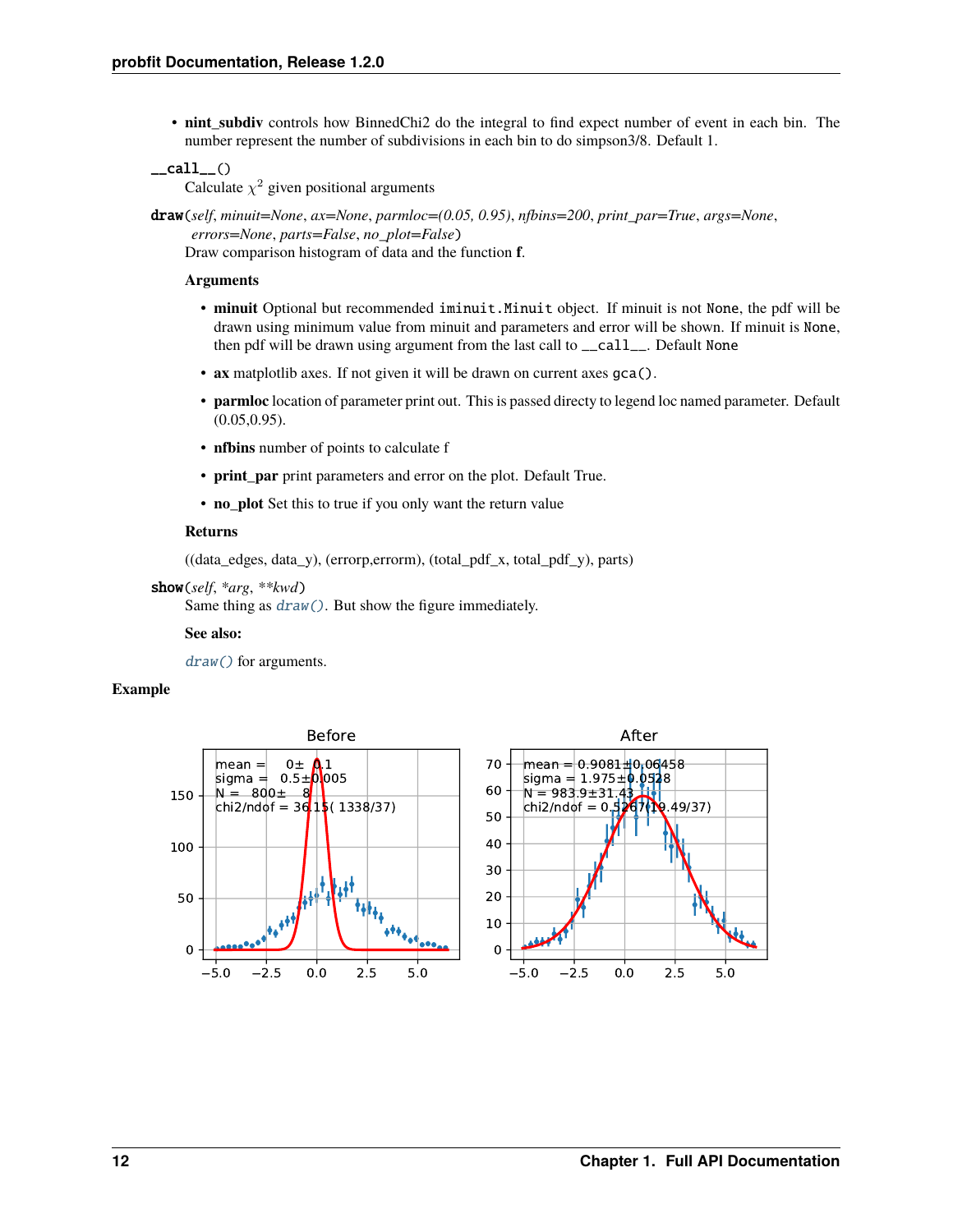- **nint_subdiv** controls how BinnedChi2 do the integral to find expect number of event in each bin. The number represent the number of subdivisions in each bin to do simpson3/8. Default 1.

**`__call__`**()

Calculate $\chi^2$ given positional arguments

**`draw`**(*self*, *minuit=None*, *ax=None*, *parmloc=(0.05, 0.95)*, *nfbins=200*, *print_par=True*, *args=None*, *errors=None*, *parts=False*, *no_plot=False*)

Draw comparison histogram of data and the function **f**.

**Arguments**

- **minuit** Optional but recommended `iminuit.Minuit` object. If minuit is not `None`, the pdf will be drawn using minimum value from minuit and parameters and error will be shown. If minuit is `None`, then pdf will be drawn using argument from the last call to `__call__`. Default `None`
- **ax** matplotlib axes. If not given it will be drawn on current axes `gca()`.
- **parmloc** location of parameter print out. This is passed directy to legend loc named parameter. Default (0.05,0.95).
- **nfbins** number of points to calculate f
- **print_par** print parameters and error on the plot. Default True.
- **no_plot** Set this to true if you only want the return value

**Returns**

((data_edges, data_y), (errorp,errorm), (total_pdf_x, total_pdf_y), parts)

**`show`**(*self*, *\*arg*, *\*\*kwd*)

Same thing as `draw()`. But show the figure immediately.

**See also:**

`draw()` for arguments.

**Example**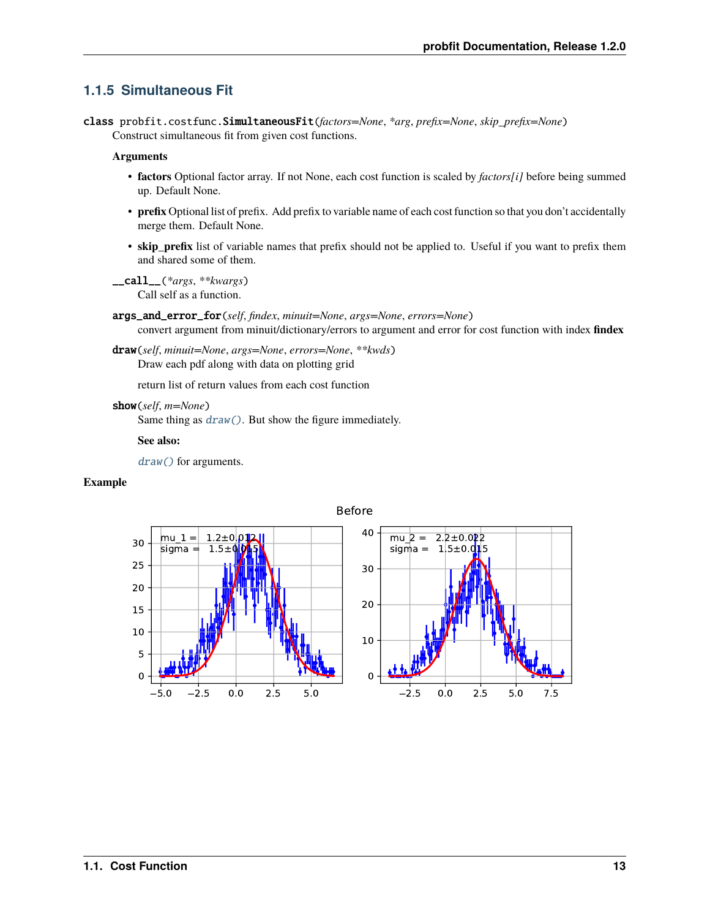### 1.1.5 Simultaneous Fit

**class** probfit.costfunc.**SimultaneousFit**(*factors=None*, *\*arg*, *prefix=None*, *skip_prefix=None*)

Construct simultaneous fit from given cost functions.

**Arguments**

- **factors** Optional factor array. If not None, each cost function is scaled by *factors[i]* before being summed up. Default None.
- **prefix** Optional list of prefix. Add prefix to variable name of each cost function so that you don't accidentally merge them. Default None.
- **skip_prefix** list of variable names that prefix should not be applied to. Useful if you want to prefix them and shared some of them.

**__call__**(*\*args*, *\*\*kwargs*)

Call self as a function.

**args_and_error_for**(*self*, *findex*, *minuit=None*, *args=None*, *errors=None*)

convert argument from minuit/dictionary/errors to argument and error for cost function with index **findex**

**draw**(*self*, *minuit=None*, *args=None*, *errors=None*, *\*\*kwds*)

Draw each pdf along with data on plotting grid

return list of return values from each cost function

**show**(*self*, *m=None*)

Same thing as `draw()`. But show the figure immediately.

**See also:**

`draw()` for arguments.

**Example**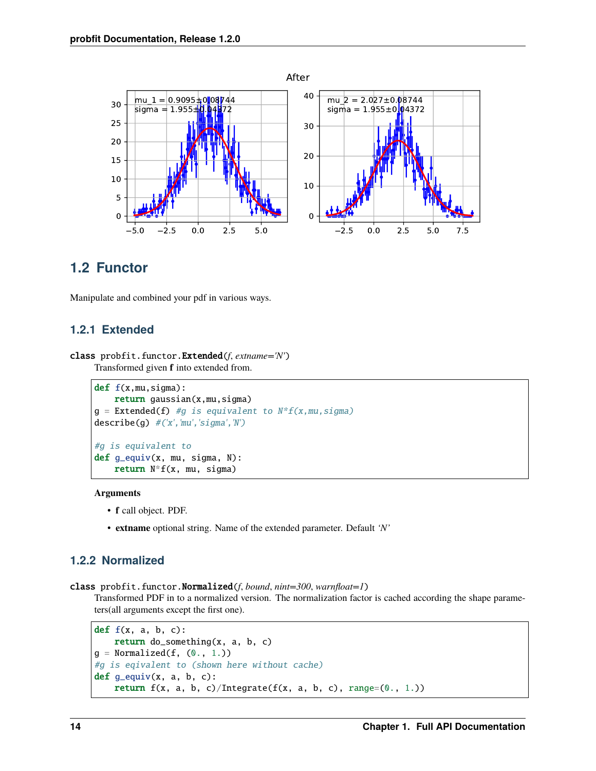## 1.2 Functor

Manipulate and combined your pdf in various ways.

### 1.2.1 Extended

**class** probfit.functor.**Extended**(*f*, *extname='N'*)

Transformed given **f** into extended from.

```
def f(x,mu,sigma):
    return gaussian(x,mu,sigma)
g = Extended(f) #g is equivalent to N*f(x,mu,sigma)
describe(g) #('x','mu','sigma','N')

#g is equivalent to
def g_equiv(x, mu, sigma, N):
    return N*f(x, mu, sigma)
```

**Arguments**

- **f** call object. PDF.
- **extname** optional string. Name of the extended parameter. Default *'N'*

### 1.2.2 Normalized

**class** probfit.functor.**Normalized**(*f*, *bound*, *nint=300*, *warnfloat=1*)

Transformed PDF in to a normalized version. The normalization factor is cached according the shape parameters(all arguments except the first one).

```
def f(x, a, b, c):
    return do_something(x, a, b, c)
g = Normalized(f, (0., 1.))
#g is eqivalent to (shown here without cache)
def g_equiv(x, a, b, c):
    return f(x, a, b, c)/Integrate(f(x, a, b, c), range=(0., 1.))
```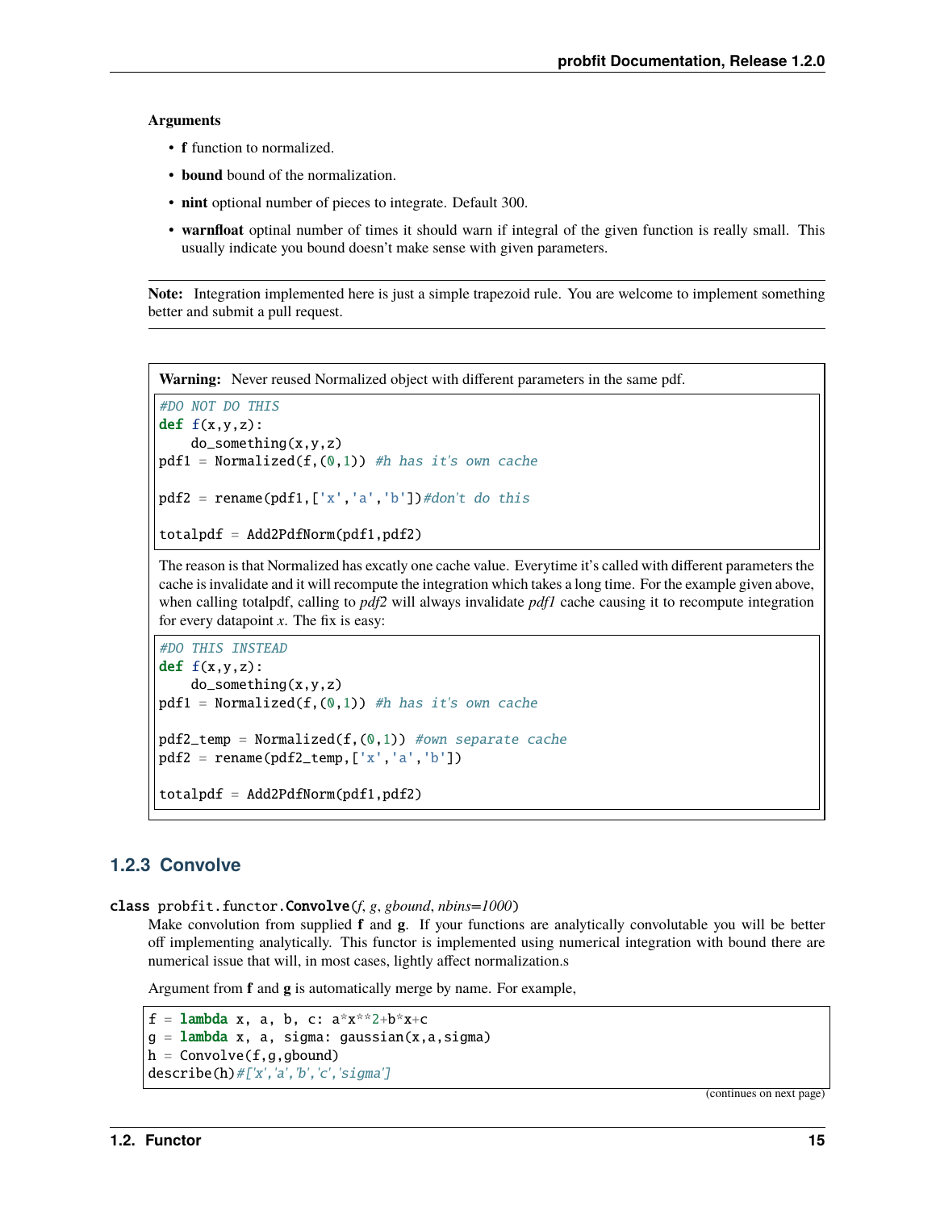**Arguments**

- **f** function to normalized.
- **bound** bound of the normalization.
- **nint** optional number of pieces to integrate. Default 300.
- **warnfloat** optinal number of times it should warn if integral of the given function is really small. This usually indicate you bound doesn't make sense with given parameters.

**Note:** Integration implemented here is just a simple trapezoid rule. You are welcome to implement something better and submit a pull request.

**Warning:** Never reused Normalized object with different parameters in the same pdf.

```
#DO NOT DO THIS
def f(x,y,z):
    do_something(x,y,z)
pdf1 = Normalized(f,(0,1)) #h has it's own cache

pdf2 = rename(pdf1,['x','a','b'])#don't do this

totalpdf = Add2PdfNorm(pdf1,pdf2)
```

The reason is that Normalized has excatly one cache value. Everytime it's called with different parameters the cache is invalidate and it will recompute the integration which takes a long time. For the example given above, when calling totalpdf, calling to *pdf2* will always invalidate *pdf1* cache causing it to recompute integration for every datapoint *x*. The fix is easy:

```
#DO THIS INSTEAD
def f(x,y,z):
    do_something(x,y,z)
pdf1 = Normalized(f,(0,1)) #h has it's own cache

pdf2_temp = Normalized(f,(0,1)) #own separate cache
pdf2 = rename(pdf2_temp,['x','a','b'])

totalpdf = Add2PdfNorm(pdf1,pdf2)
```

### 1.2.3 Convolve

class probfit.functor.**Convolve**(*f*, *g*, *gbound*, *nbins=1000*)

Make convolution from supplied **f** and **g**. If your functions are analytically convolutable you will be better off implementing analytically. This functor is implemented using numerical integration with bound there are numerical issue that will, in most cases, lightly affect normalization.s

Argument from **f** and **g** is automatically merge by name. For example,

```
f = lambda x, a, b, c: a*x**2+b*x+c
g = lambda x, a, sigma: gaussian(x,a,sigma)
h = Convolve(f,g,gbound)
describe(h)#['x','a','b','c','sigma']
```

(continues on next page)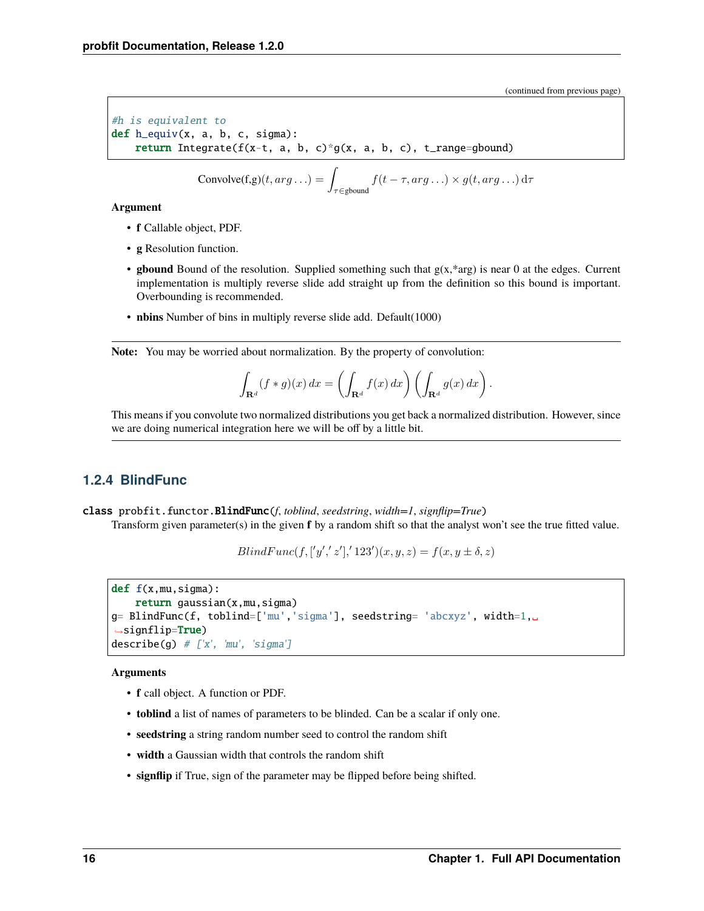(continued from previous page)

```
#h is equivalent to
def h_equiv(x, a, b, c, sigma):
    return Integrate(f(x-t, a, b, c)*g(x, a, b, c), t_range=gbound)
```

$$\text{Convolve(f,g)}(t, arg\ldots) = \int_{\tau \in \text{gbound}} f(t-\tau, arg\ldots) \times g(t, arg\ldots)\,\mathrm{d}\tau$$

**Argument**

- **f** Callable object, PDF.
- **g** Resolution function.
- **gbound** Bound of the resolution. Supplied something such that g(x,*arg) is near 0 at the edges. Current implementation is multiply reverse slide add straight up from the definition so this bound is important. Overbounding is recommended.
- **nbins** Number of bins in multiply reverse slide add. Default(1000)

---

**Note:** You may be worried about normalization. By the property of convolution:

$$\int_{\mathbf{R}^d} (f * g)(x)\,dx = \left(\int_{\mathbf{R}^d} f(x)\,dx\right)\left(\int_{\mathbf{R}^d} g(x)\,dx\right).$$

This means if you convolute two normalized distributions you get back a normalized distribution. However, since we are doing numerical integration here we will be off by a little bit.

---

### 1.2.4 BlindFunc

**class** probfit.functor.**BlindFunc**(*f*, *toblind*, *seedstring*, *width=1*, *signflip=True*)

Transform given parameter(s) in the given **f** by a random shift so that the analyst won't see the true fitted value.

$$BlindFunc(f, ['y', 'z'], '123')(x, y, z) = f(x, y \pm \delta, z)$$

```
def f(x,mu,sigma):
    return gaussian(x,mu,sigma)
g= BlindFunc(f, toblind=['mu','sigma'], seedstring= 'abcxyz', width=1, signflip=True)
describe(g) # ['x', 'mu', 'sigma']
```

**Arguments**

- **f** call object. A function or PDF.
- **toblind** a list of names of parameters to be blinded. Can be a scalar if only one.
- **seedstring** a string random number seed to control the random shift
- **width** a Gaussian width that controls the random shift
- **signflip** if True, sign of the parameter may be flipped before being shifted.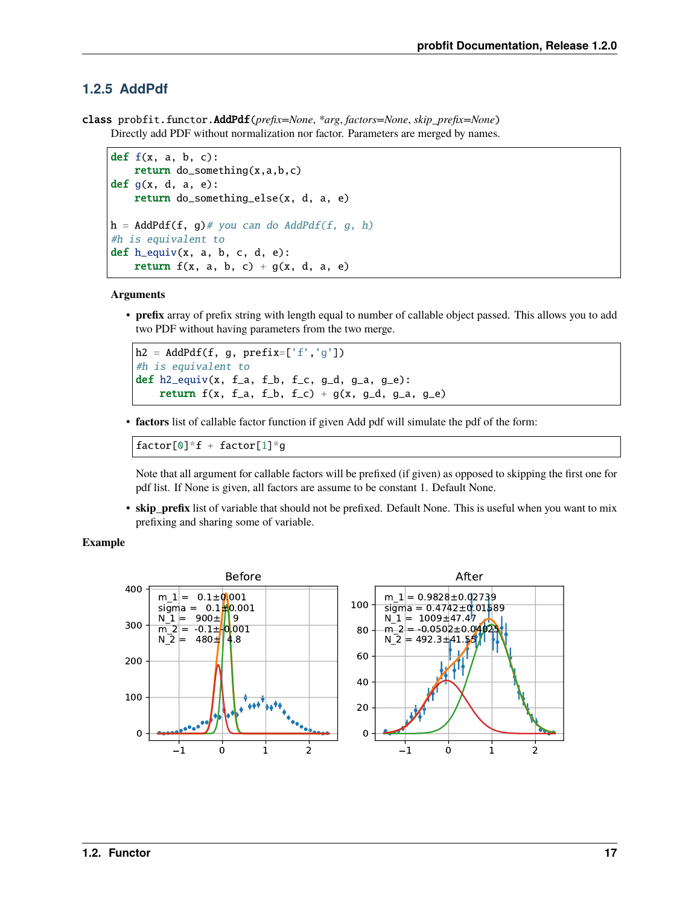### 1.2.5 AddPdf

**class** `probfit.functor.AddPdf`(*prefix=None*, *\*arg*, *factors=None*, *skip_prefix=None*)

Directly add PDF without normalization nor factor. Parameters are merged by names.

```
def f(x, a, b, c):
    return do_something(x,a,b,c)
def g(x, d, a, e):
    return do_something_else(x, d, a, e)

h = AddPdf(f, g)# you can do AddPdf(f, g, h)
#h is equivalent to
def h_equiv(x, a, b, c, d, e):
    return f(x, a, b, c) + g(x, d, a, e)
```

**Arguments**

- **prefix** array of prefix string with length equal to number of callable object passed. This allows you to add two PDF without having parameters from the two merge.

```
h2 = AddPdf(f, g, prefix=['f','g'])
#h is equivalent to
def h2_equiv(x, f_a, f_b, f_c, g_d, g_a, g_e):
    return f(x, f_a, f_b, f_c) + g(x, g_d, g_a, g_e)
```

- **factors** list of callable factor function if given Add pdf will simulate the pdf of the form:

```
factor[0]*f + factor[1]*g
```

  Note that all argument for callable factors will be prefixed (if given) as opposed to skipping the first one for pdf list. If None is given, all factors are assume to be constant 1. Default None.

- **skip_prefix** list of variable that should not be prefixed. Default None. This is useful when you want to mix prefixing and sharing some of variable.

**Example**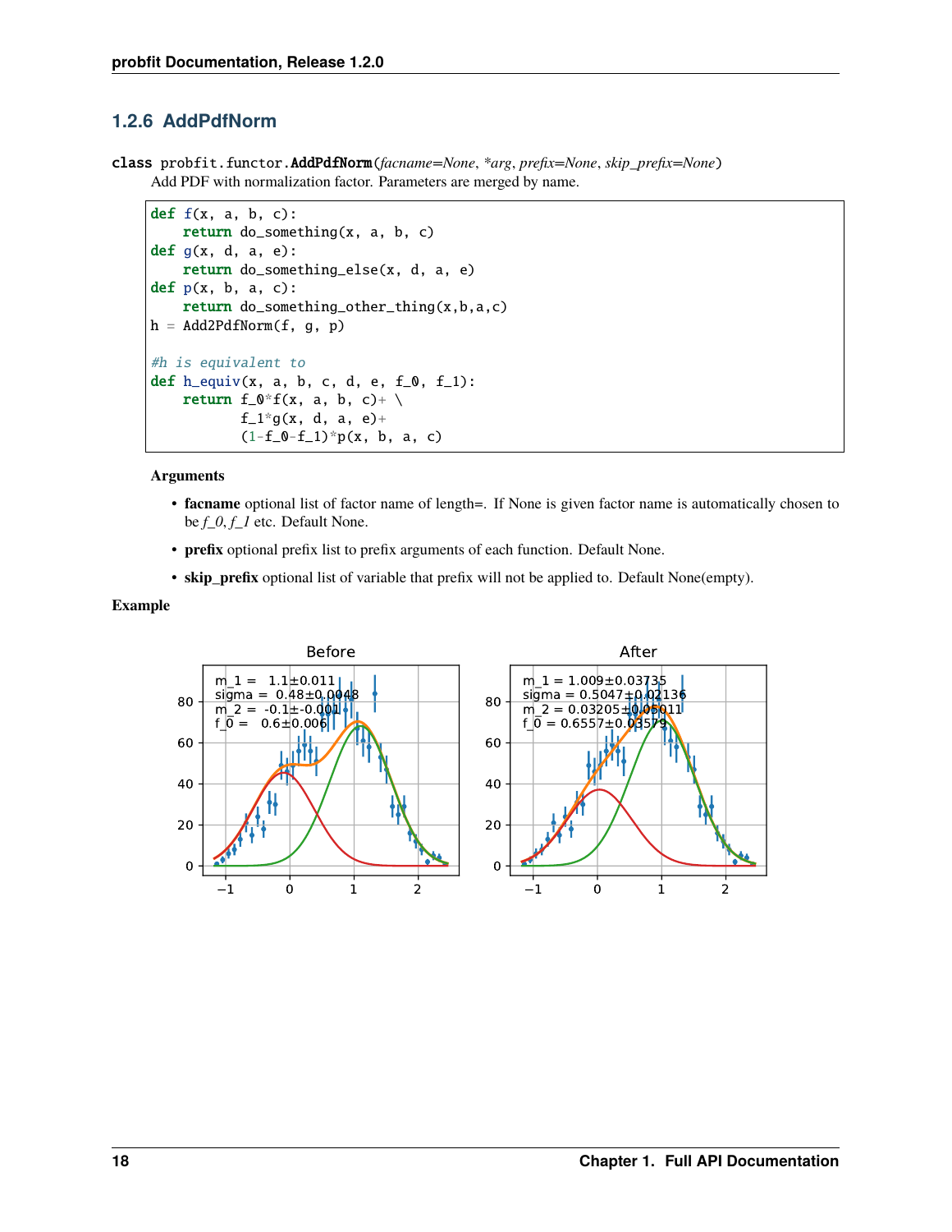### 1.2.6 AddPdfNorm

class probfit.functor.**AddPdfNorm**(*facname=None*, **arg*, *prefix=None*, *skip_prefix=None*)

Add PDF with normalization factor. Parameters are merged by name.

```
def f(x, a, b, c):
    return do_something(x, a, b, c)
def g(x, d, a, e):
    return do_something_else(x, d, a, e)
def p(x, b, a, c):
    return do_something_other_thing(x,b,a,c)
h = Add2PdfNorm(f, g, p)

#h is equivalent to
def h_equiv(x, a, b, c, d, e, f_0, f_1):
    return f_0*f(x, a, b, c)+ \
           f_1*g(x, d, a, e)+
           (1-f_0-f_1)*p(x, b, a, c)
```

**Arguments**

- **facname** optional list of factor name of length=. If None is given factor name is automatically chosen to be *f_0*, *f_1* etc. Default None.
- **prefix** optional prefix list to prefix arguments of each function. Default None.
- **skip_prefix** optional list of variable that prefix will not be applied to. Default None(empty).

**Example**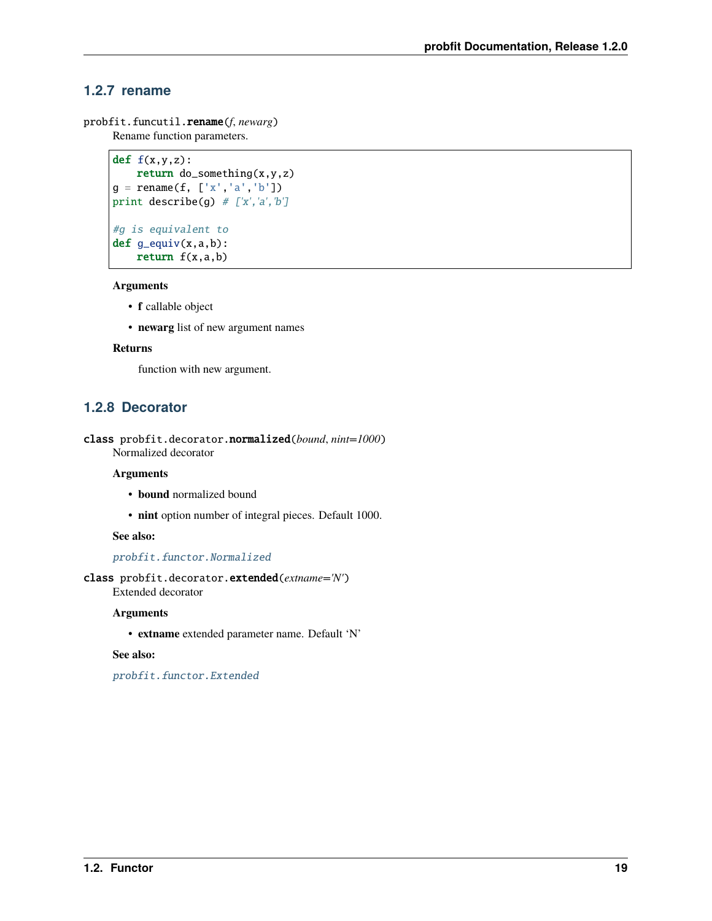### 1.2.7 rename

probfit.funcutil.**rename**(*f*, *newarg*)

Rename function parameters.

```
def f(x,y,z):
    return do_something(x,y,z)
g = rename(f, ['x','a','b'])
print describe(g) # ['x','a','b']

#g is equivalent to
def g_equiv(x,a,b):
    return f(x,a,b)
```

**Arguments**

- **f** callable object
- **newarg** list of new argument names

**Returns**

function with new argument.

### 1.2.8 Decorator

class probfit.decorator.**normalized**(*bound*, *nint=1000*)

Normalized decorator

**Arguments**

- **bound** normalized bound
- **nint** option number of integral pieces. Default 1000.

**See also:**

*probfit.functor.Normalized*

class probfit.decorator.**extended**(*extname='N'*)

Extended decorator

**Arguments**

- **extname** extended parameter name. Default 'N'

**See also:**

*probfit.functor.Extended*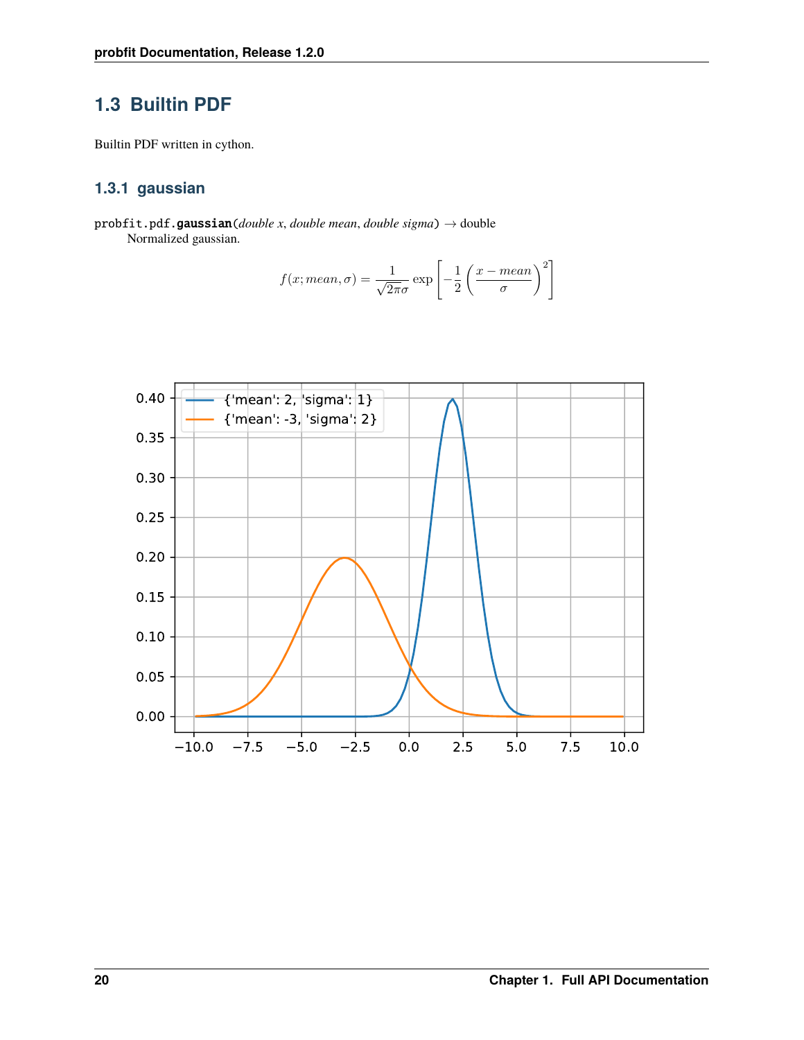## 1.3 Builtin PDF

Builtin PDF written in cython.

### 1.3.1 gaussian

probfit.pdf.**gaussian**(*double x*, *double mean*, *double sigma*) → double

Normalized gaussian.

$$f(x; mean, \sigma) = \frac{1}{\sqrt{2\pi}\sigma} \exp\left[-\frac{1}{2}\left(\frac{x - mean}{\sigma}\right)^2\right]$$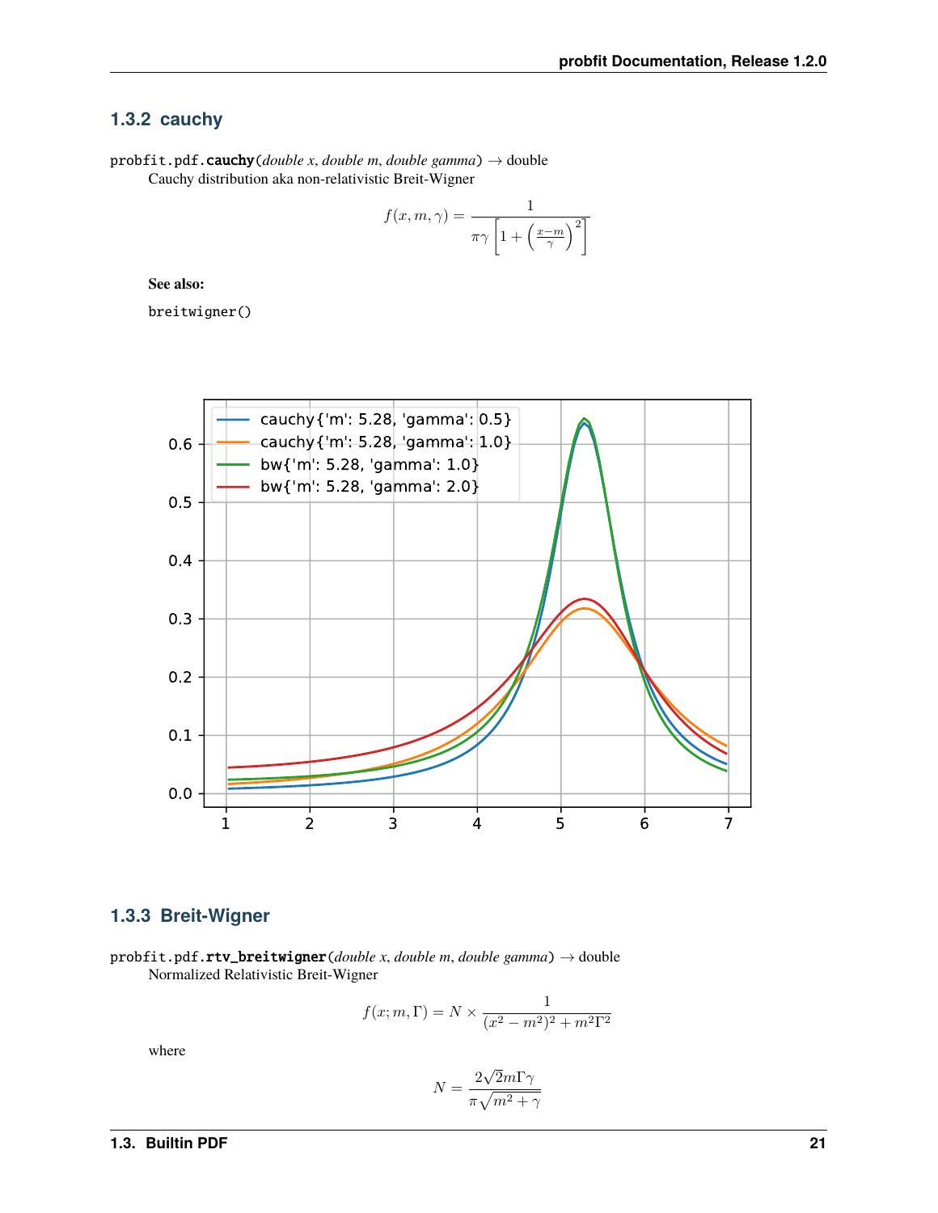### 1.3.2 cauchy

`probfit.pdf.cauchy(double x, double m, double gamma)` → double

Cauchy distribution aka non-relativistic Breit-Wigner

$$f(x, m, \gamma) = \frac{1}{\pi\gamma\left[1 + \left(\frac{x-m}{\gamma}\right)^2\right]}$$

**See also:**

`breitwigner()`

### 1.3.3 Breit-Wigner

`probfit.pdf.rtv_breitwigner(double x, double m, double gamma)` → double

Normalized Relativistic Breit-Wigner

$$f(x; m, \Gamma) = N \times \frac{1}{(x^2 - m^2)^2 + m^2\Gamma^2}$$

where

$$N = \frac{2\sqrt{2}m\Gamma\gamma}{\pi\sqrt{m^2 + \gamma}}$$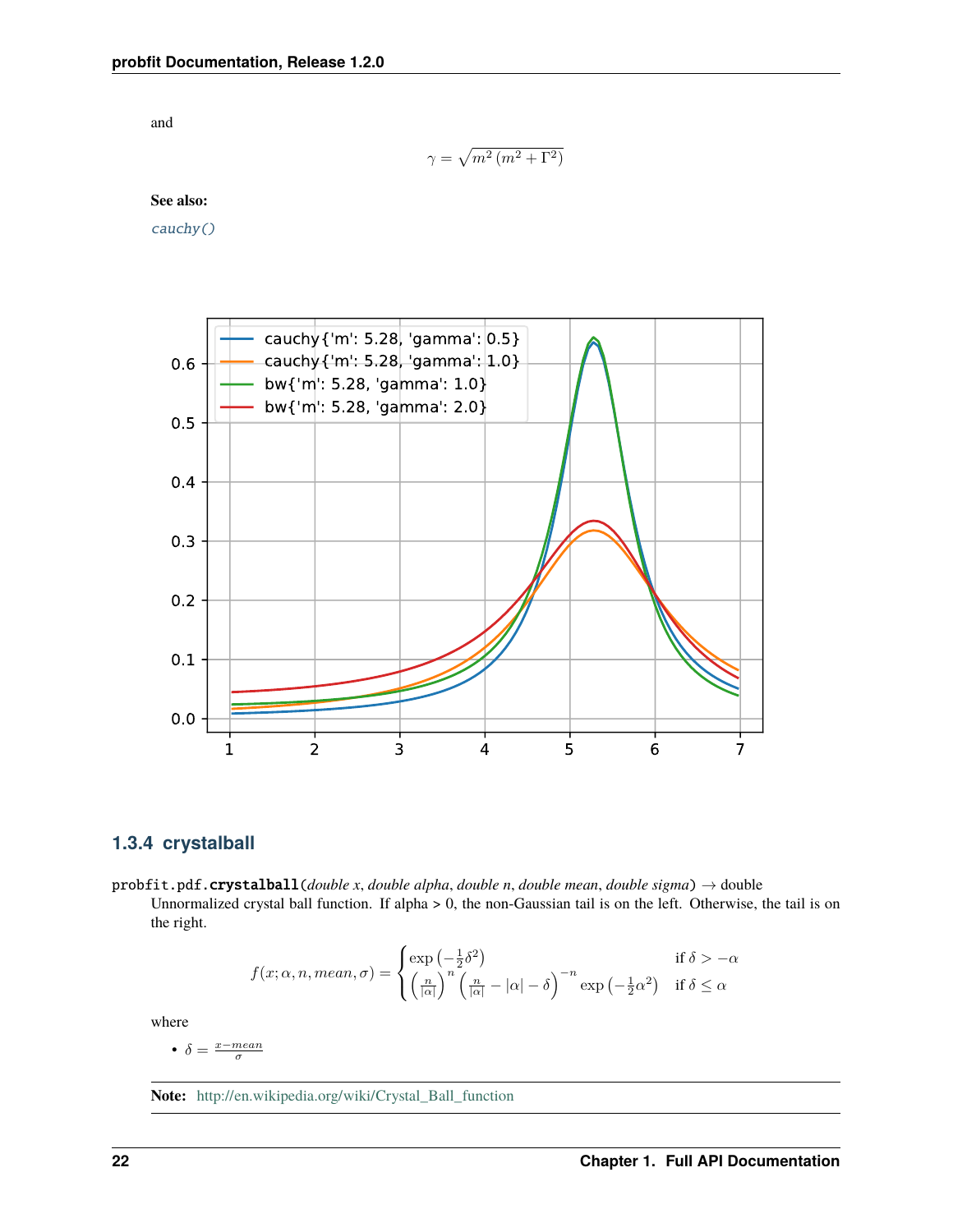and

$$\gamma = \sqrt{m^2\left(m^2 + \Gamma^2\right)}$$

**See also:**

`cauchy()`

### 1.3.4 crystalball

`probfit.pdf.crystalball`(*double x*, *double alpha*, *double n*, *double mean*, *double sigma*) → double

Unnormalized crystal ball function. If alpha > 0, the non-Gaussian tail is on the left. Otherwise, the tail is on the right.

$$f(x;\alpha,n,mean,\sigma) = \begin{cases} \exp\left(-\frac{1}{2}\delta^2\right) & \text{if } \delta > -\alpha \\ \left(\frac{n}{|\alpha|}\right)^n \left(\frac{n}{|\alpha|} - |\alpha| - \delta\right)^{-n} \exp\left(-\frac{1}{2}\alpha^2\right) & \text{if } \delta \leq \alpha \end{cases}$$

where

- $\delta = \frac{x - mean}{\sigma}$

**Note:** http://en.wikipedia.org/wiki/Crystal_Ball_function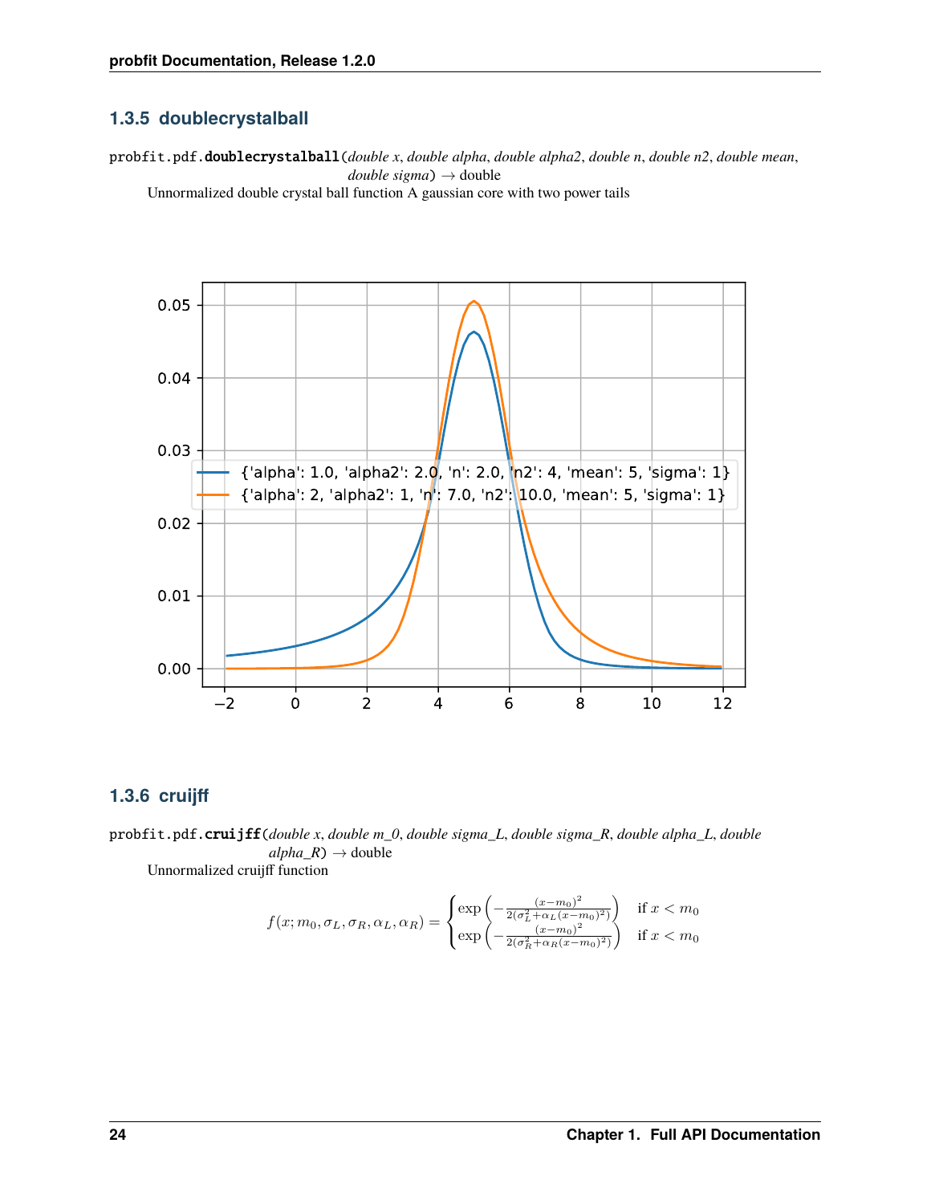### 1.3.5 doublecrystalball

probfit.pdf.**doublecrystalball**(*double x*, *double alpha*, *double alpha2*, *double n*, *double n2*, *double mean*, *double sigma*) → double

Unnormalized double crystal ball function A gaussian core with two power tails

### 1.3.6 cruijff

probfit.pdf.**cruijff**(*double x*, *double m_0*, *double sigma_L*, *double sigma_R*, *double alpha_L*, *double alpha_R*) → double

Unnormalized cruijff function

$$f(x; m_0, \sigma_L, \sigma_R, \alpha_L, \alpha_R) = \begin{cases} \exp\left(-\frac{(x-m_0)^2}{2(\sigma_L^2+\alpha_L(x-m_0)^2)}\right) & \text{if } x < m_0 \\ \exp\left(-\frac{(x-m_0)^2}{2(\sigma_R^2+\alpha_R(x-m_0)^2)}\right) & \text{if } x < m_0 \end{cases}$$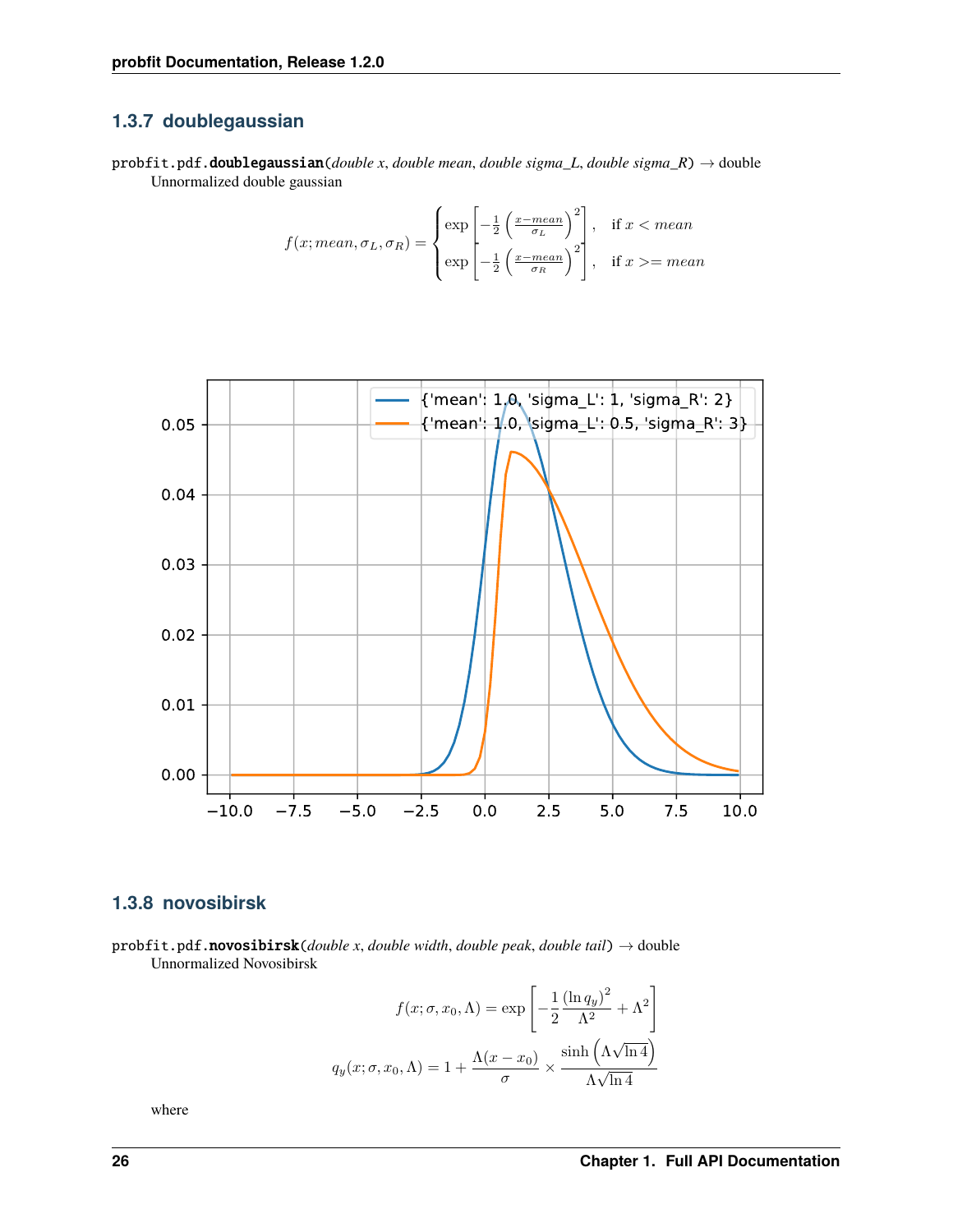### 1.3.7 doublegaussian

probfit.pdf.**doublegaussian**(*double x*, *double mean*, *double sigma_L*, *double sigma_R*) → double

Unnormalized double gaussian

$$f(x; mean, \sigma_L, \sigma_R) = \begin{cases} \exp\left[-\frac{1}{2}\left(\frac{x-mean}{\sigma_L}\right)^2\right], & \text{if } x < mean \\ \exp\left[-\frac{1}{2}\left(\frac{x-mean}{\sigma_R}\right)^2\right], & \text{if } x >= mean \end{cases}$$

### 1.3.8 novosibirsk

probfit.pdf.**novosibirsk**(*double x*, *double width*, *double peak*, *double tail*) → double

Unnormalized Novosibirsk

$$f(x; \sigma, x_0, \Lambda) = \exp\left[-\frac{1}{2}\frac{(\ln q_y)^2}{\Lambda^2} + \Lambda^2\right]$$

$$q_y(x; \sigma, x_0, \Lambda) = 1 + \frac{\Lambda(x - x_0)}{\sigma} \times \frac{\sinh\left(\Lambda\sqrt{\ln 4}\right)}{\Lambda\sqrt{\ln 4}}$$

where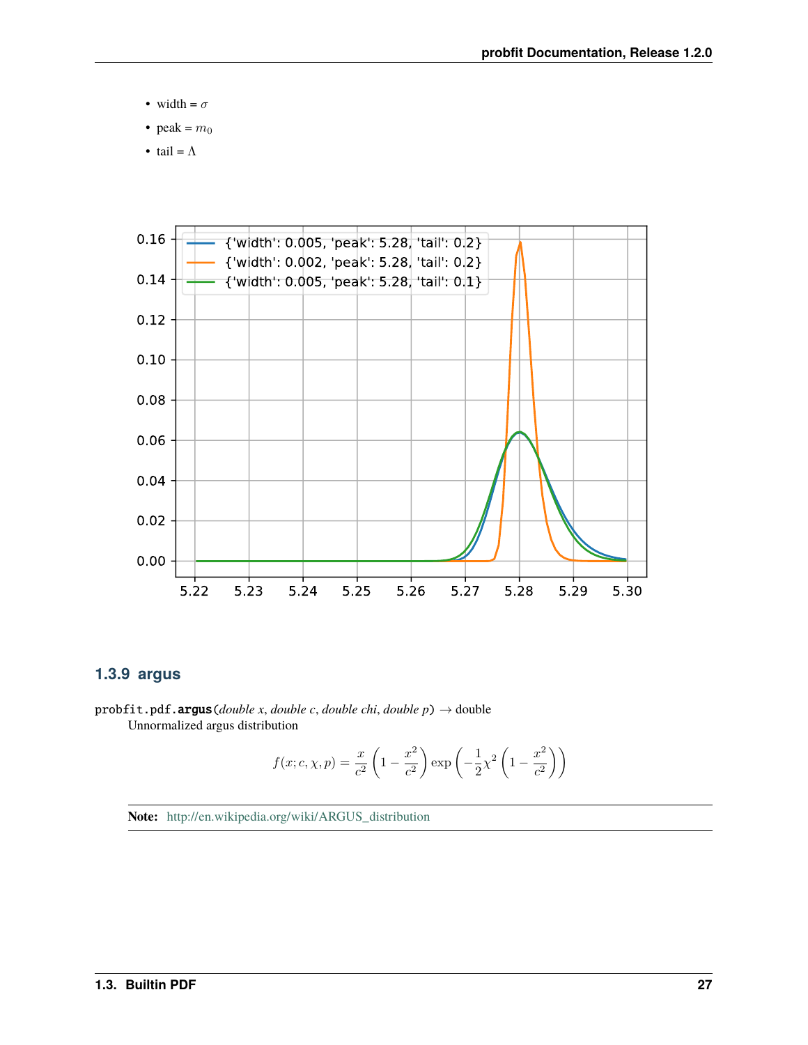- width = $\sigma$
- peak = $m_0$
- tail = $\Lambda$

### 1.3.9 argus

probfit.pdf.**argus**(*double x*, *double c*, *double chi*, *double p*) → double

Unnormalized argus distribution

$$f(x; c, \chi, p) = \frac{x}{c^2} \left(1 - \frac{x^2}{c^2}\right) \exp\left(-\frac{1}{2}\chi^2 \left(1 - \frac{x^2}{c^2}\right)\right)$$

**Note:** http://en.wikipedia.org/wiki/ARGUS_distribution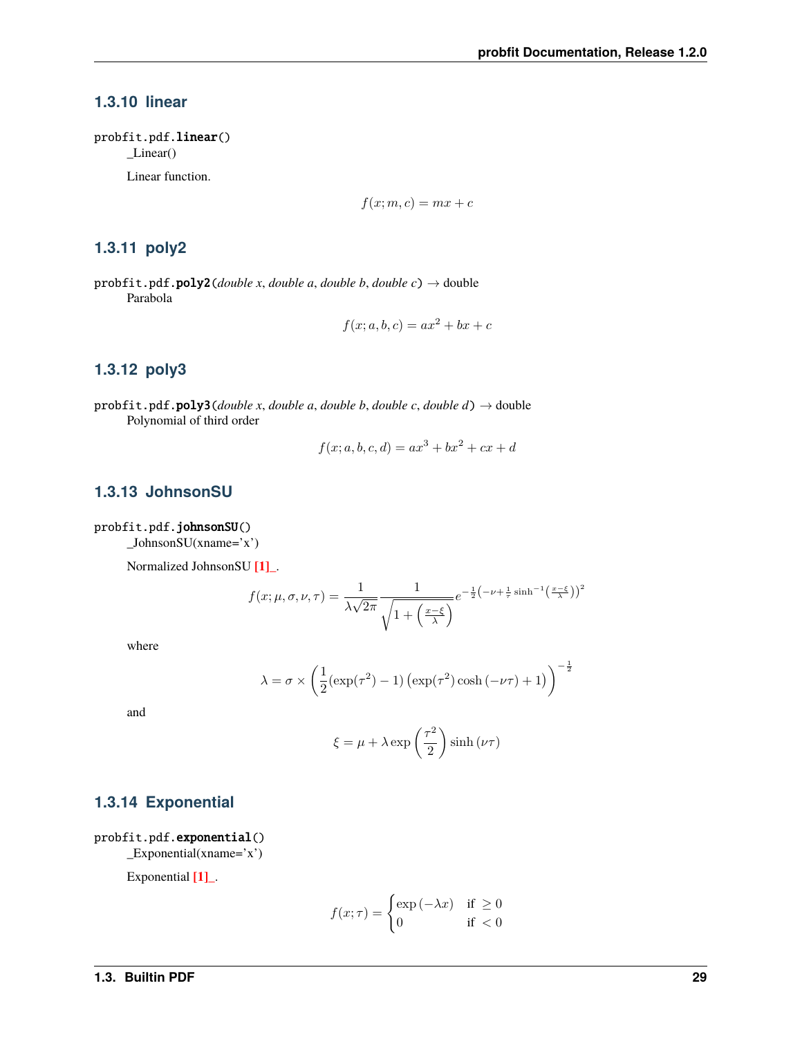### 1.3.10 linear

`probfit.pdf.linear()`

_Linear()

Linear function.

$$f(x; m, c) = mx + c$$

### 1.3.11 poly2

`probfit.pdf.poly2(double x, double a, double b, double c) → double`

Parabola

$$f(x; a, b, c) = ax^2 + bx + c$$

### 1.3.12 poly3

`probfit.pdf.poly3(double x, double a, double b, double c, double d) → double`

Polynomial of third order

$$f(x; a, b, c, d) = ax^3 + bx^2 + cx + d$$

### 1.3.13 JohnsonSU

`probfit.pdf.johnsonSU()`

_JohnsonSU(xname='x')

Normalized JohnsonSU [1]_.

$$f(x; \mu, \sigma, \nu, \tau) = \frac{1}{\lambda\sqrt{2\pi}} \frac{1}{\sqrt{1 + \left(\frac{x-\xi}{\lambda}\right)}} e^{-\frac{1}{2}\left(-\nu + \frac{1}{\tau}\sinh^{-1}\left(\frac{x-\xi}{\lambda}\right)\right)^2}$$

where

$$\lambda = \sigma \times \left(\frac{1}{2}(\exp(\tau^2) - 1)\left(\exp(\tau^2)\cosh\left(-\nu\tau\right) + 1\right)\right)^{-\frac{1}{2}}$$

and

$$\xi = \mu + \lambda \exp\left(\frac{\tau^2}{2}\right) \sinh\left(\nu\tau\right)$$

### 1.3.14 Exponential

`probfit.pdf.exponential()`

_Exponential(xname='x')

Exponential [1]_.

$$f(x; \tau) = \begin{cases} \exp\left(-\lambda x\right) & \text{if } \geq 0 \\ 0 & \text{if } < 0 \end{cases}$$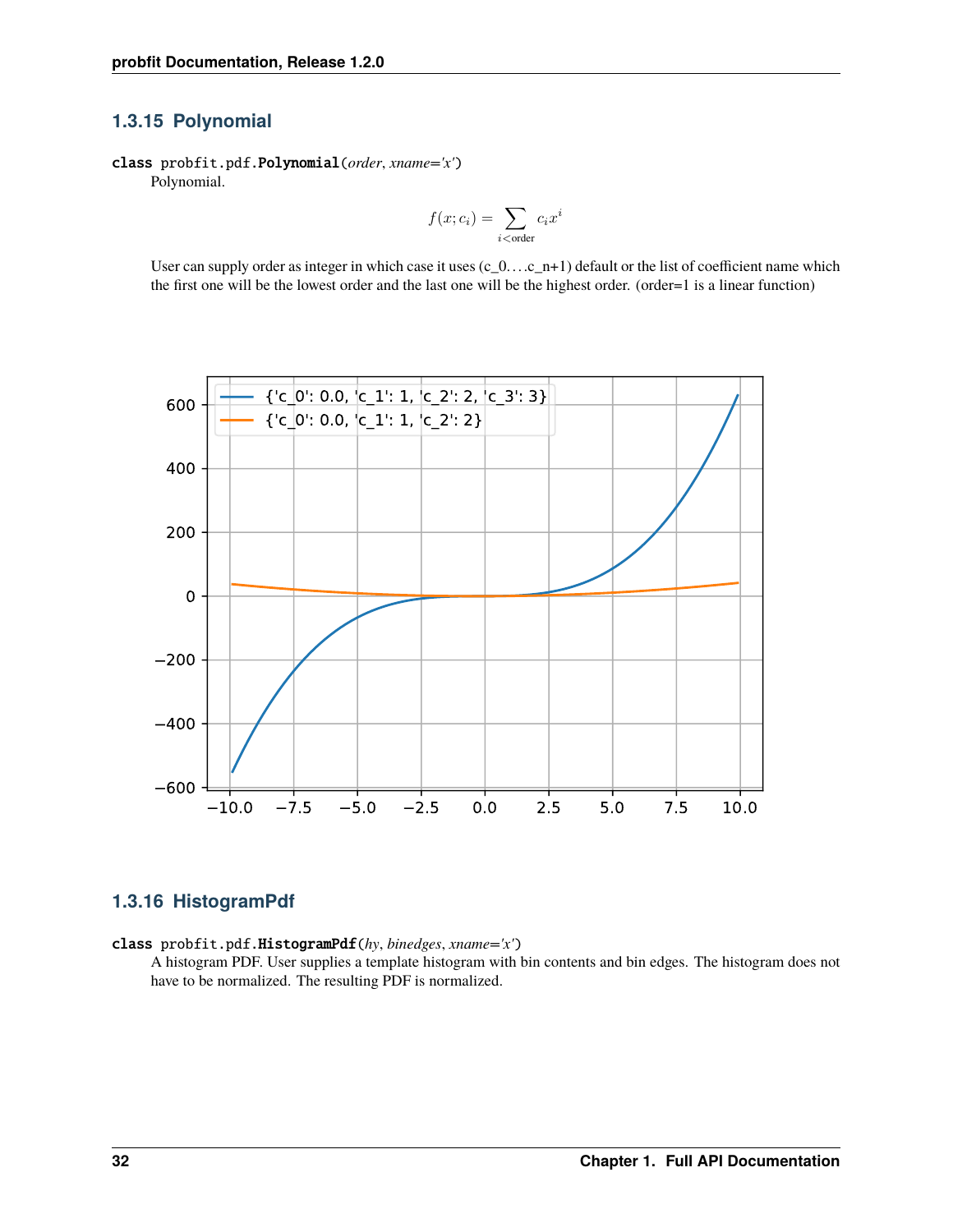### 1.3.15 Polynomial

**class** probfit.pdf.**Polynomial**(*order*, *xname='x'*)

Polynomial.

$$f(x; c_i) = \sum_{i<\text{order}} c_i x^i$$

User can supply order as integer in which case it uses (c_0....c_n+1) default or the list of coefficient name which the first one will be the lowest order and the last one will be the highest order. (order=1 is a linear function)

### 1.3.16 HistogramPdf

**class** probfit.pdf.**HistogramPdf**(*hy*, *binedges*, *xname='x'*)

A histogram PDF. User supplies a template histogram with bin contents and bin edges. The histogram does not have to be normalized. The resulting PDF is normalized.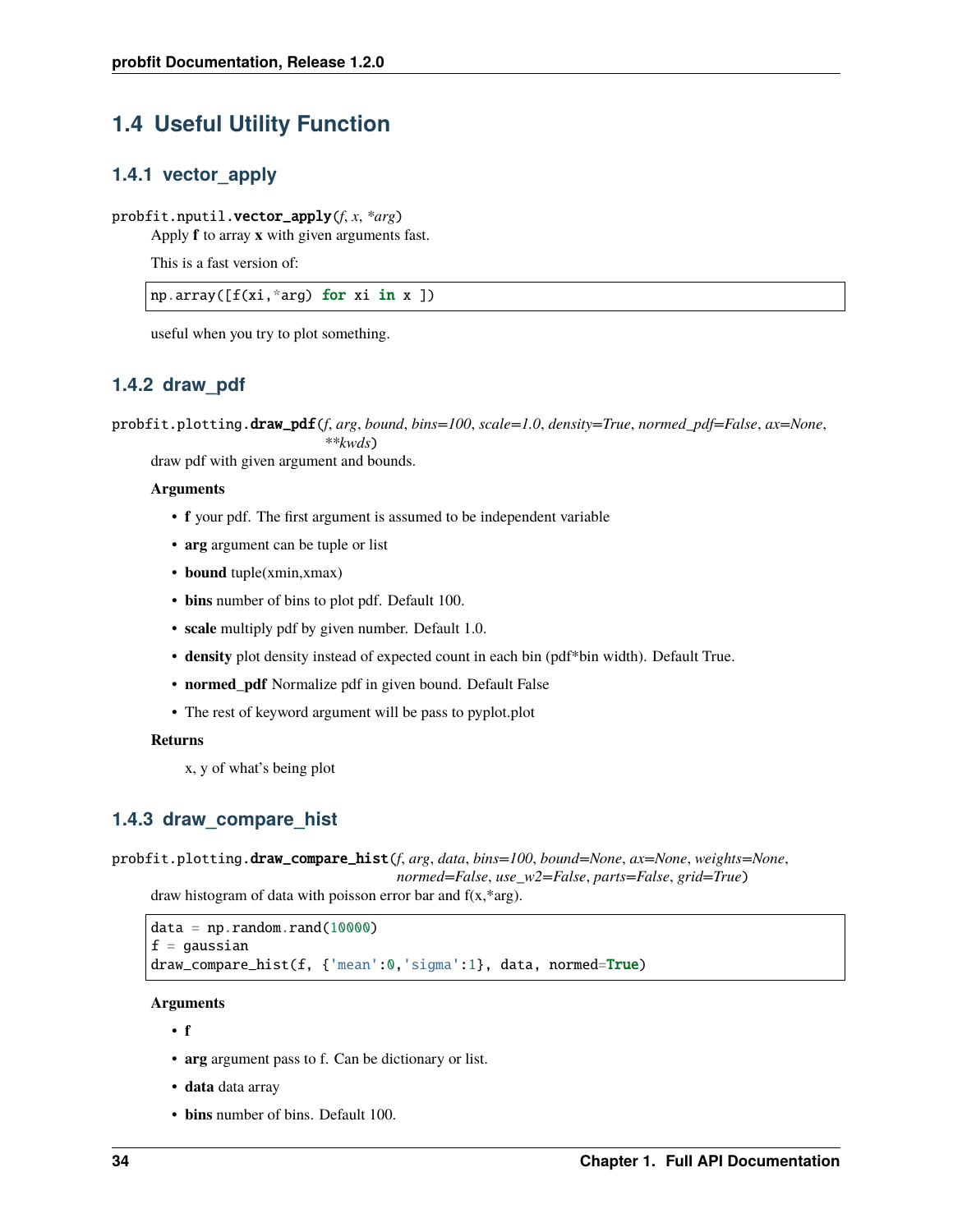## 1.4 Useful Utility Function

### 1.4.1 vector_apply

probfit.nputil.**vector_apply**(*f*, *x*, **arg*)

Apply **f** to array **x** with given arguments fast.

This is a fast version of:

```
np.array([f(xi,*arg) for xi in x ])
```

useful when you try to plot something.

### 1.4.2 draw_pdf

probfit.plotting.**draw_pdf**(*f*, *arg*, *bound*, *bins=100*, *scale=1.0*, *density=True*, *normed_pdf=False*, *ax=None*, ***kwds*)

draw pdf with given argument and bounds.

**Arguments**

- **f** your pdf. The first argument is assumed to be independent variable
- **arg** argument can be tuple or list
- **bound** tuple(xmin,xmax)
- **bins** number of bins to plot pdf. Default 100.
- **scale** multiply pdf by given number. Default 1.0.
- **density** plot density instead of expected count in each bin (pdf*bin width). Default True.
- **normed_pdf** Normalize pdf in given bound. Default False
- The rest of keyword argument will be pass to pyplot.plot

**Returns**

x, y of what's being plot

### 1.4.3 draw_compare_hist

probfit.plotting.**draw_compare_hist**(*f*, *arg*, *data*, *bins=100*, *bound=None*, *ax=None*, *weights=None*, *normed=False*, *use_w2=False*, *parts=False*, *grid=True*)

draw histogram of data with poisson error bar and f(x,*arg).

```
data = np.random.rand(10000)
f = gaussian
draw_compare_hist(f, {'mean':0,'sigma':1}, data, normed=True)
```

**Arguments**

- **f**
- **arg** argument pass to f. Can be dictionary or list.
- **data** data array
- **bins** number of bins. Default 100.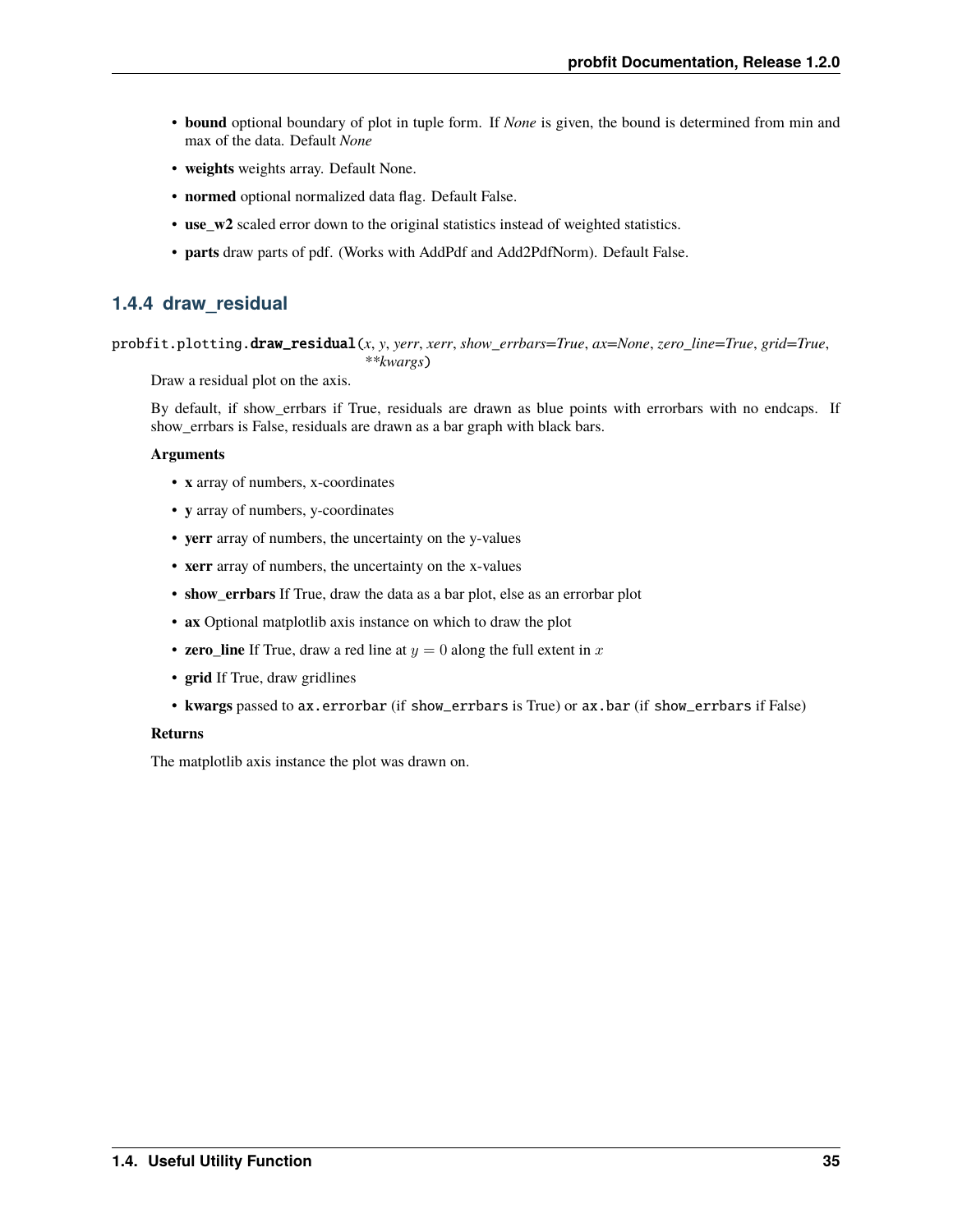- **bound** optional boundary of plot in tuple form. If *None* is given, the bound is determined from min and max of the data. Default *None*
- **weights** weights array. Default None.
- **normed** optional normalized data flag. Default False.
- **use_w2** scaled error down to the original statistics instead of weighted statistics.
- **parts** draw parts of pdf. (Works with AddPdf and Add2PdfNorm). Default False.

### 1.4.4 draw_residual

probfit.plotting.**draw_residual**(*x*, *y*, *yerr*, *xerr*, *show_errbars=True*, *ax=None*, *zero_line=True*, *grid=True*, ***kwargs*)

Draw a residual plot on the axis.

By default, if show_errbars if True, residuals are drawn as blue points with errorbars with no endcaps. If show_errbars is False, residuals are drawn as a bar graph with black bars.

**Arguments**

- **x** array of numbers, x-coordinates
- **y** array of numbers, y-coordinates
- **yerr** array of numbers, the uncertainty on the y-values
- **xerr** array of numbers, the uncertainty on the x-values
- **show_errbars** If True, draw the data as a bar plot, else as an errorbar plot
- **ax** Optional matplotlib axis instance on which to draw the plot
- **zero_line** If True, draw a red line at $y = 0$ along the full extent in $x$
- **grid** If True, draw gridlines
- **kwargs** passed to `ax.errorbar` (if `show_errbars` is True) or `ax.bar` (if `show_errbars` if False)

**Returns**

The matplotlib axis instance the plot was drawn on.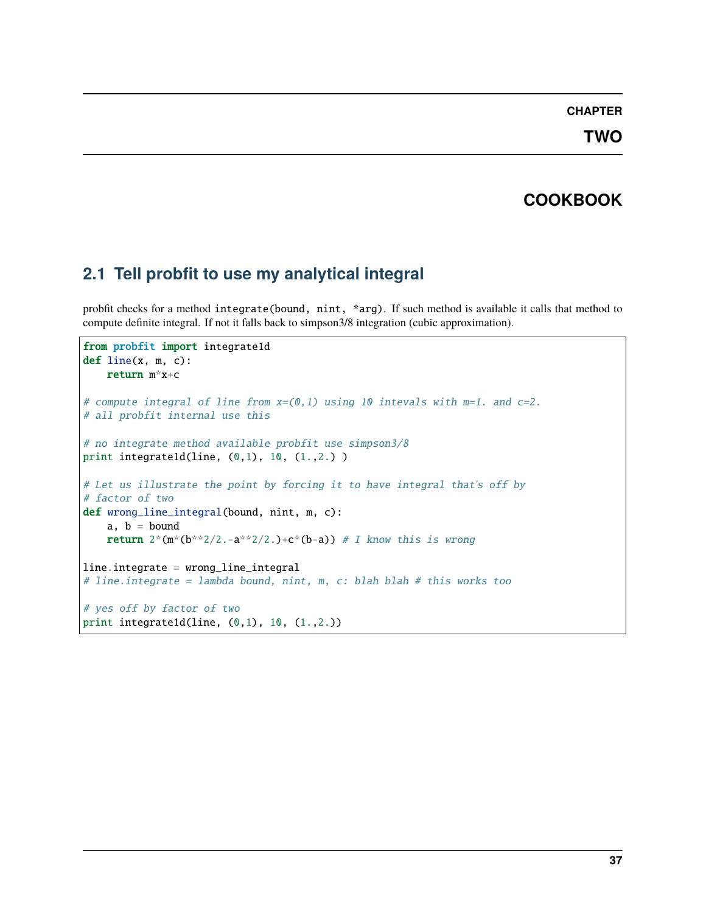# CHAPTER TWO

# COOKBOOK

## 2.1 Tell probfit to use my analytical integral

probfit checks for a method `integrate(bound, nint, *arg)`. If such method is available it calls that method to compute definite integral. If not it falls back to simpson3/8 integration (cubic approximation).

```
from probfit import integrate1d
def line(x, m, c):
    return m*x+c

# compute integral of line from x=(0,1) using 10 intevals with m=1. and c=2.
# all probfit internal use this

# no integrate method available probfit use simpson3/8
print integrate1d(line, (0,1), 10, (1.,2.) )

# Let us illustrate the point by forcing it to have integral that's off by
# factor of two
def wrong_line_integral(bound, nint, m, c):
    a, b = bound
    return 2*(m*(b**2/2.-a**2/2.)+c*(b-a)) # I know this is wrong

line.integrate = wrong_line_integral
# line.integrate = lambda bound, nint, m, c: blah blah # this works too

# yes off by factor of two
print integrate1d(line, (0,1), 10, (1.,2.))
```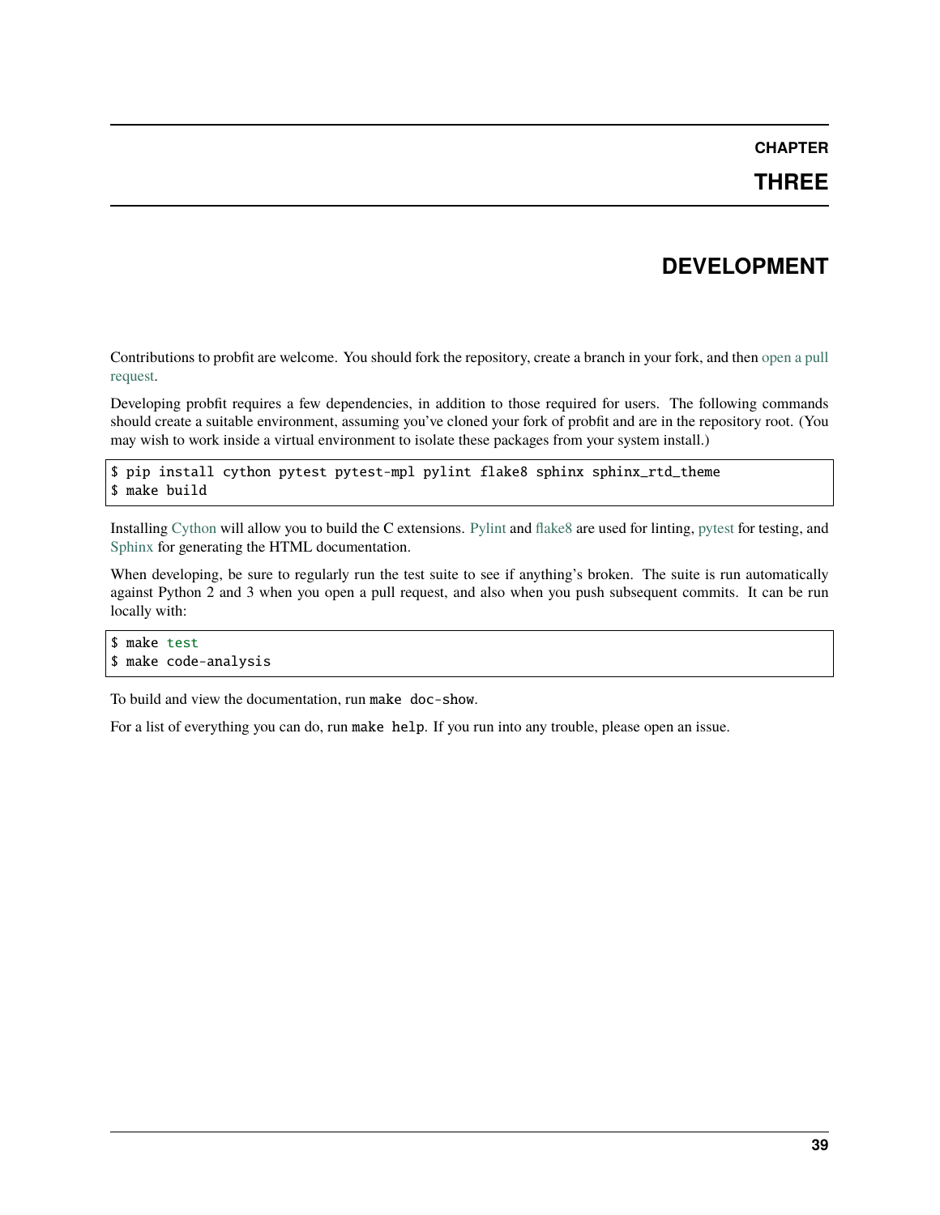# CHAPTER THREE

# DEVELOPMENT

Contributions to probfit are welcome. You should fork the repository, create a branch in your fork, and then open a pull request.

Developing probfit requires a few dependencies, in addition to those required for users. The following commands should create a suitable environment, assuming you've cloned your fork of probfit and are in the repository root. (You may wish to work inside a virtual environment to isolate these packages from your system install.)

```
$ pip install cython pytest pytest-mpl pylint flake8 sphinx sphinx_rtd_theme
$ make build
```

Installing Cython will allow you to build the C extensions. Pylint and flake8 are used for linting, pytest for testing, and Sphinx for generating the HTML documentation.

When developing, be sure to regularly run the test suite to see if anything's broken. The suite is run automatically against Python 2 and 3 when you open a pull request, and also when you push subsequent commits. It can be run locally with:

```
$ make test
$ make code-analysis
```

To build and view the documentation, run `make doc-show`.

For a list of everything you can do, run `make help`. If you run into any trouble, please open an issue.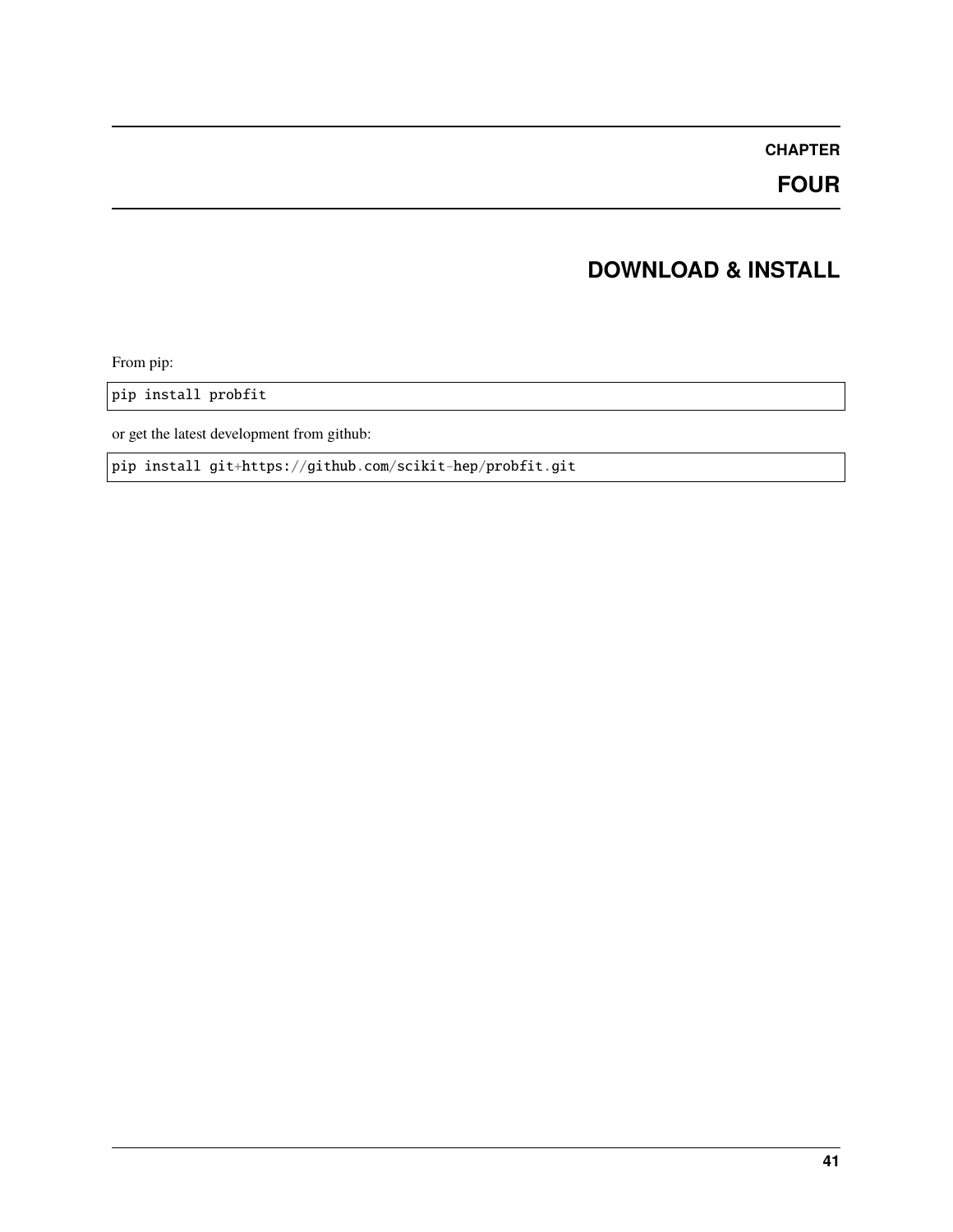# CHAPTER FOUR

# DOWNLOAD & INSTALL

From pip:

```
pip install probfit
```

or get the latest development from github:

```
pip install git+https://github.com/scikit-hep/probfit.git
```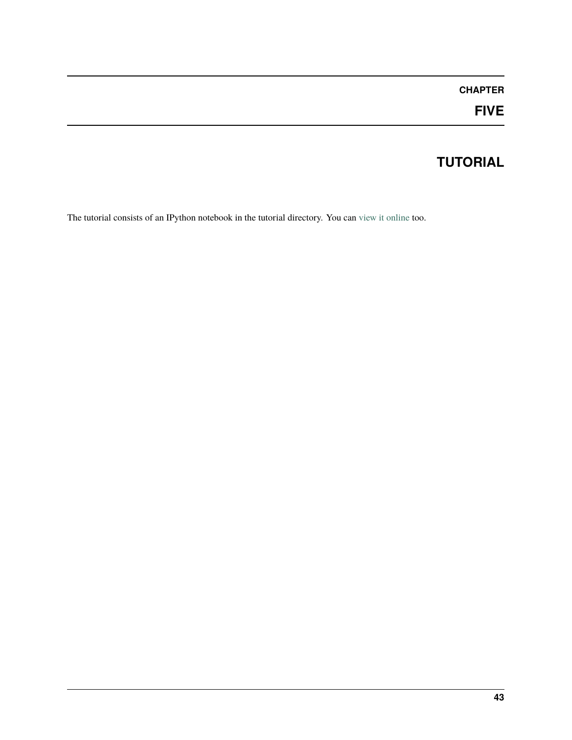# CHAPTER FIVE

# TUTORIAL

The tutorial consists of an IPython notebook in the tutorial directory. You can view it online too.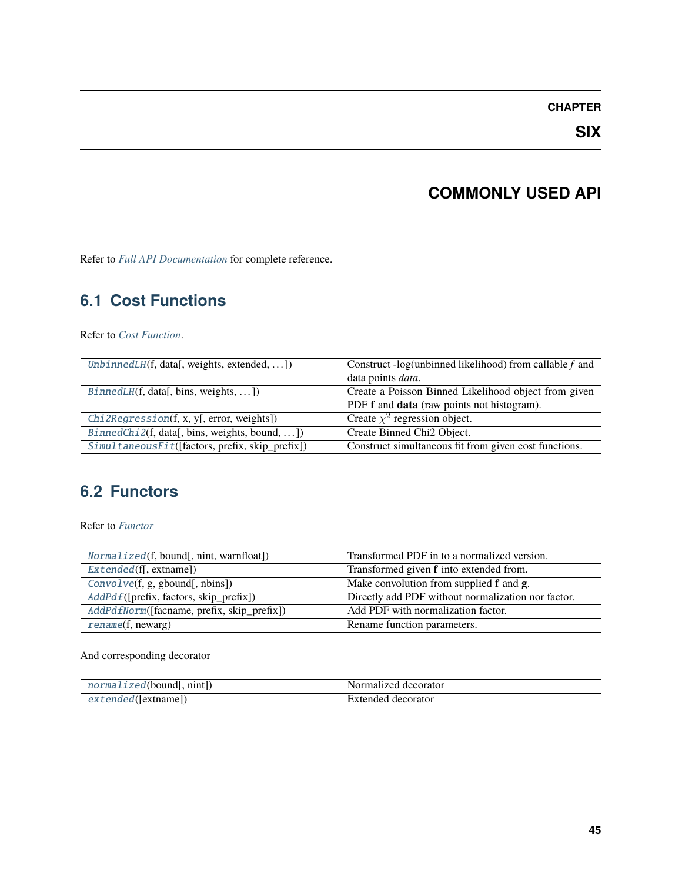# CHAPTER SIX

# COMMONLY USED API

Refer to *Full API Documentation* for complete reference.

## 6.1 Cost Functions

Refer to *Cost Function*.

| | |
|---|---|
| `UnbinnedLH`(f, data[, weights, extended, ...]) | Construct -log(unbinned likelihood) from callable *f* and data points *data*. |
| `BinnedLH`(f, data[, bins, weights, ...]) | Create a Poisson Binned Likelihood object from given PDF **f** and **data** (raw points not histogram). |
| `Chi2Regression`(f, x, y[, error, weights]) | Create $\chi^2$ regression object. |
| `BinnedChi2`(f, data[, bins, weights, bound, ...]) | Create Binned Chi2 Object. |
| `SimultaneousFit`([factors, prefix, skip_prefix]) | Construct simultaneous fit from given cost functions. |

## 6.2 Functors

Refer to *Functor*

| | |
|---|---|
| `Normalized`(f, bound[, nint, warnfloat]) | Transformed PDF in to a normalized version. |
| `Extended`(f[, extname]) | Transformed given **f** into extended from. |
| `Convolve`(f, g, gbound[, nbins]) | Make convolution from supplied **f** and **g**. |
| `AddPdf`([prefix, factors, skip_prefix]) | Directly add PDF without normalization nor factor. |
| `AddPdfNorm`([facname, prefix, skip_prefix]) | Add PDF with normalization factor. |
| `rename`(f, newarg) | Rename function parameters. |

And corresponding decorator

| | |
|---|---|
| `normalized`(bound[, nint]) | Normalized decorator |
| `extended`([extname]) | Extended decorator |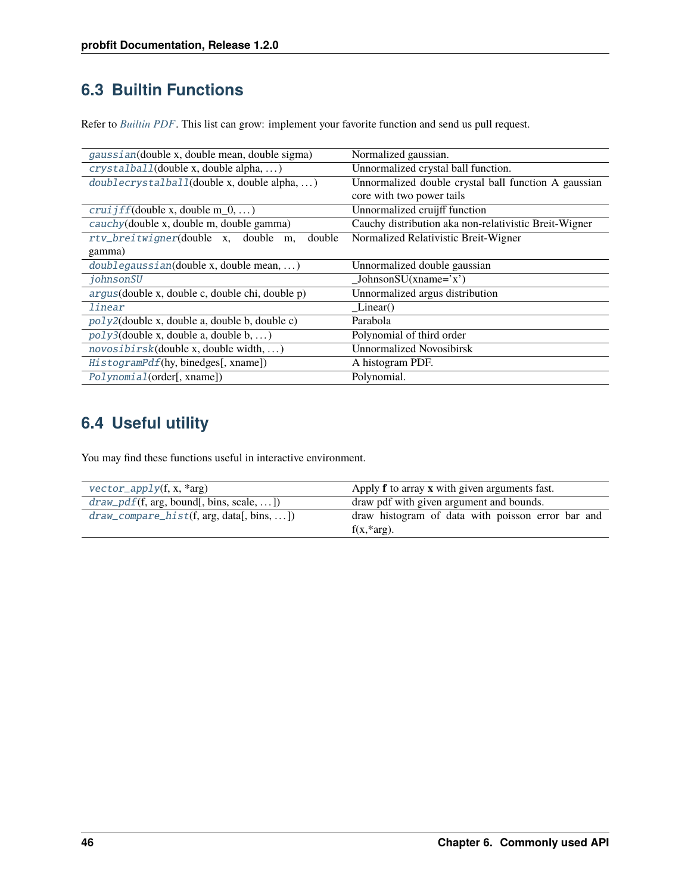## 6.3 Builtin Functions

Refer to *Builtin PDF*. This list can grow: implement your favorite function and send us pull request.

| | |
|---|---|
| `gaussian`(double x, double mean, double sigma) | Normalized gaussian. |
| `crystalball`(double x, double alpha, . . . ) | Unnormalized crystal ball function. |
| `doublecrystalball`(double x, double alpha, . . . ) | Unnormalized double crystal ball function A gaussian core with two power tails |
| `cruijff`(double x, double m_0, . . . ) | Unnormalized cruijff function |
| `cauchy`(double x, double m, double gamma) | Cauchy distribution aka non-relativistic Breit-Wigner |
| `rtv_breitwigner`(double x, double m, double gamma) | Normalized Relativistic Breit-Wigner |
| `doublegaussian`(double x, double mean, . . . ) | Unnormalized double gaussian |
| `johnsonSU` | _JohnsonSU(xname='x') |
| `argus`(double x, double c, double chi, double p) | Unnormalized argus distribution |
| `linear` | _Linear() |
| `poly2`(double x, double a, double b, double c) | Parabola |
| `poly3`(double x, double a, double b, . . . ) | Polynomial of third order |
| `novosibirsk`(double x, double width, . . . ) | Unnormalized Novosibirsk |
| `HistogramPdf`(hy, binedges[, xname]) | A histogram PDF. |
| `Polynomial`(order[, xname]) | Polynomial. |

## 6.4 Useful utility

You may find these functions useful in interactive environment.

| | |
|---|---|
| `vector_apply`(f, x, *arg) | Apply **f** to array **x** with given arguments fast. |
| `draw_pdf`(f, arg, bound[, bins, scale, . . . ]) | draw pdf with given argument and bounds. |
| `draw_compare_hist`(f, arg, data[, bins, . . . ]) | draw histogram of data with poisson error bar and f(x,*arg). |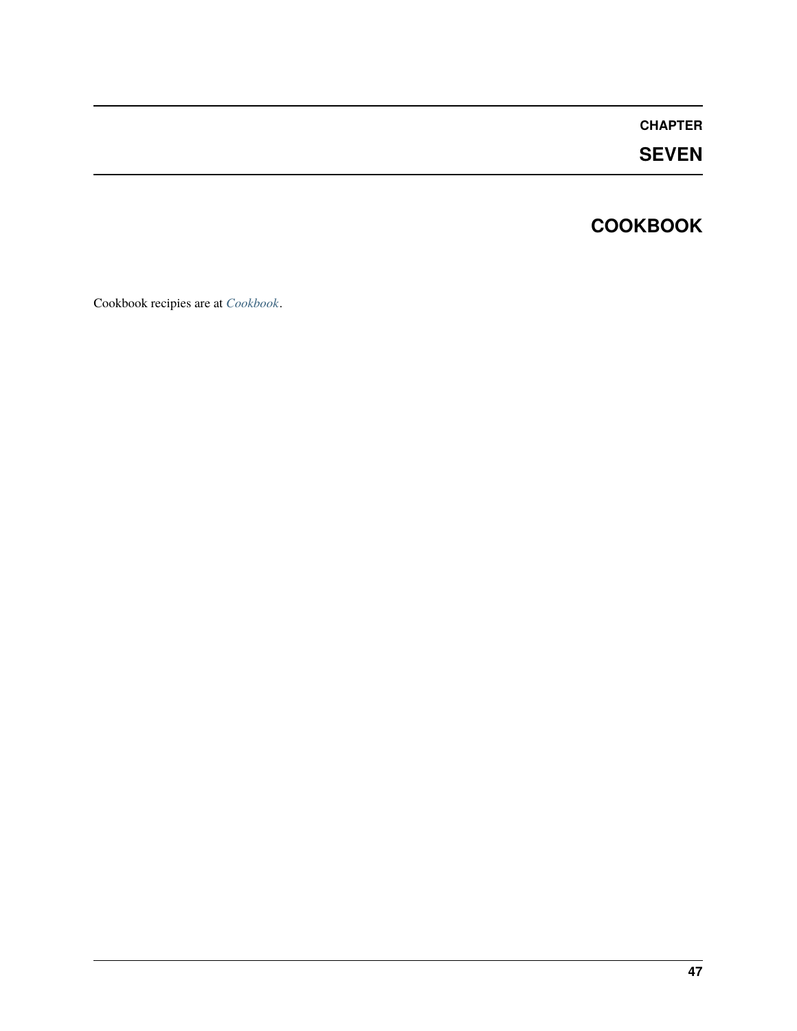# CHAPTER SEVEN

# COOKBOOK

Cookbook recipies are at *Cookbook*.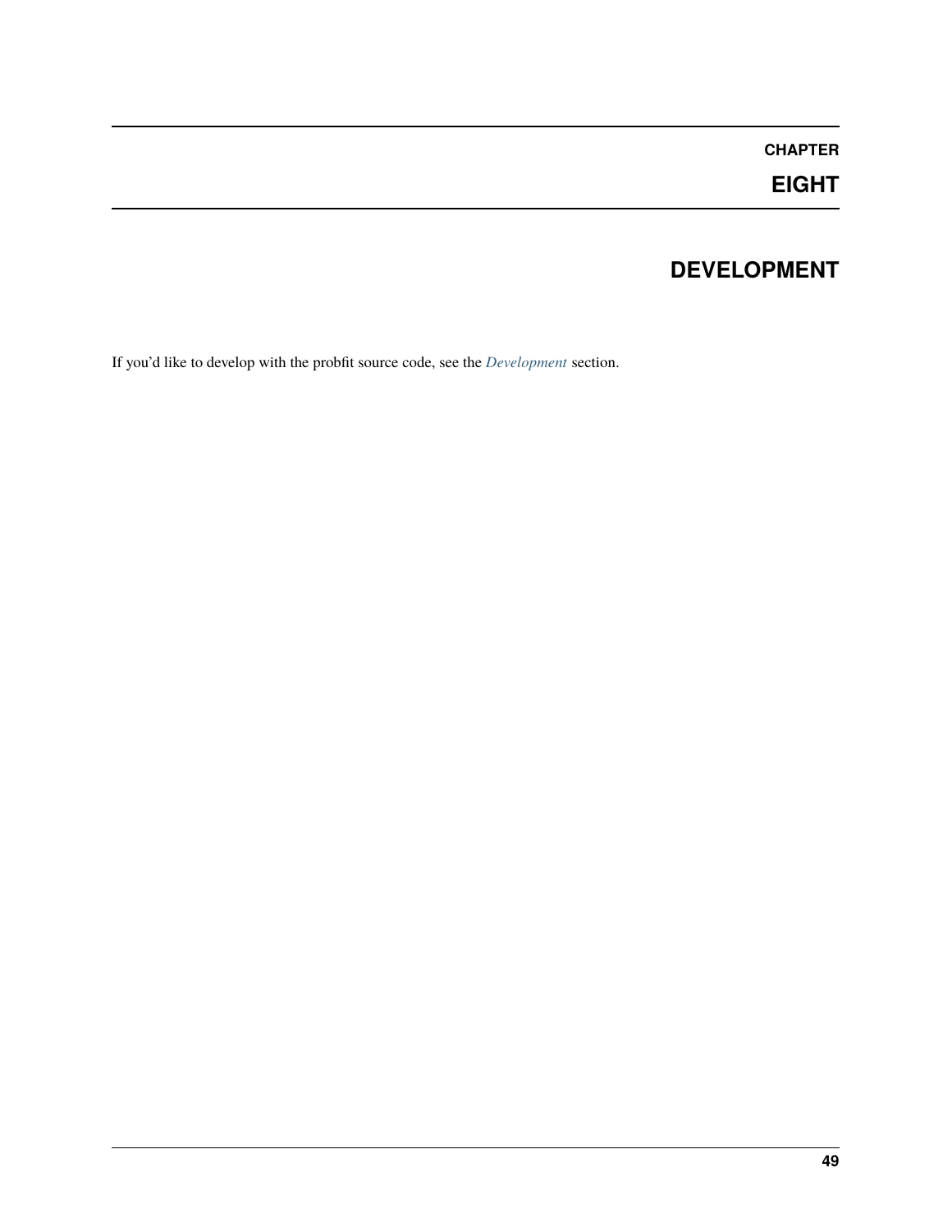# CHAPTER EIGHT

# DEVELOPMENT

If you'd like to develop with the probfit source code, see the *Development* section.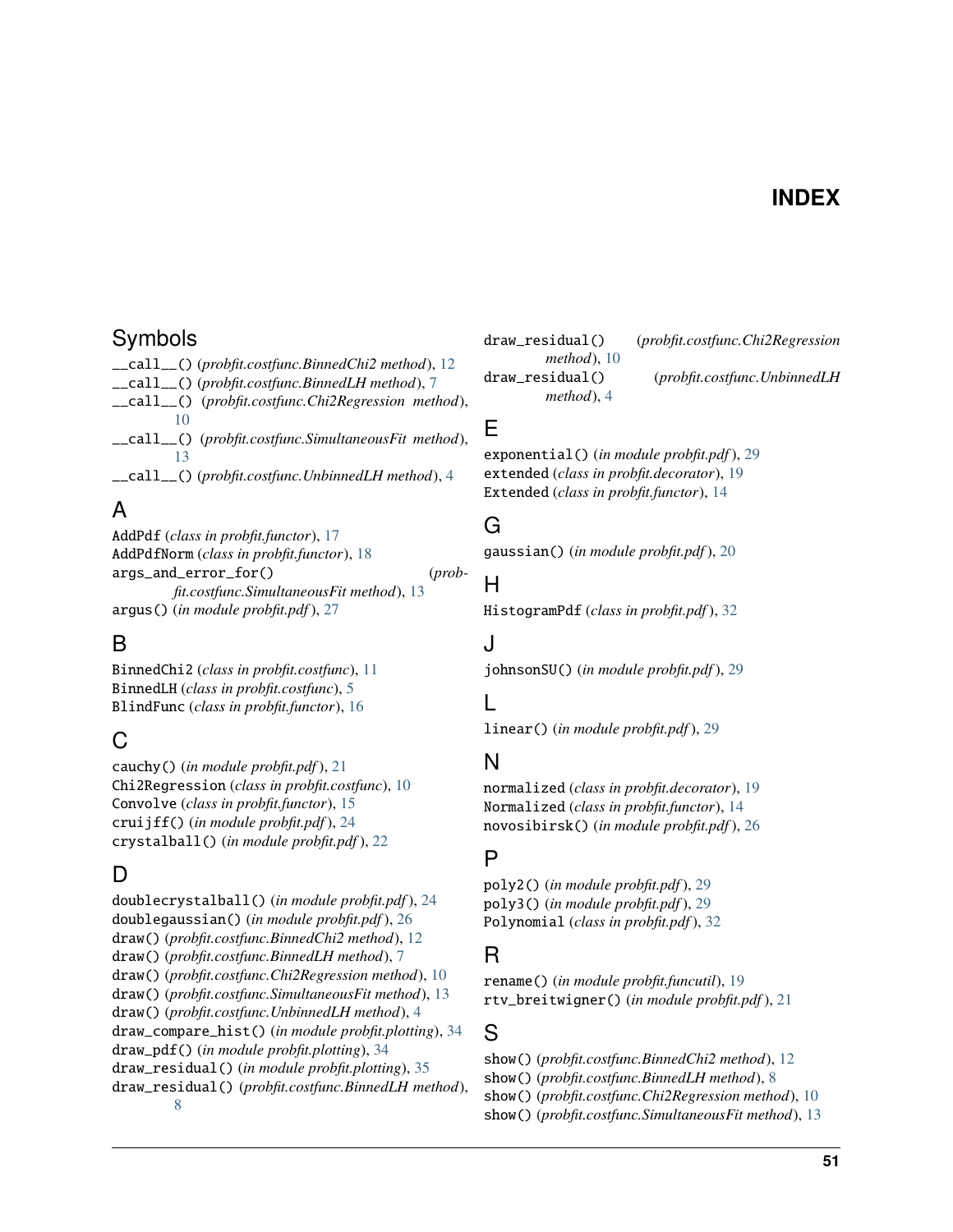# INDEX

## Symbols

`__call__()` (*probfit.costfunc.BinnedChi2 method*), 12
`__call__()` (*probfit.costfunc.BinnedLH method*), 7
`__call__()` (*probfit.costfunc.Chi2Regression method*), 10
`__call__()` (*probfit.costfunc.SimultaneousFit method*), 13
`__call__()` (*probfit.costfunc.UnbinnedLH method*), 4

## A

`AddPdf` (*class in probfit.functor*), 17
`AddPdfNorm` (*class in probfit.functor*), 18
`args_and_error_for()` (*probfit.costfunc.SimultaneousFit method*), 13
`argus()` (*in module probfit.pdf*), 27

## B

`BinnedChi2` (*class in probfit.costfunc*), 11
`BinnedLH` (*class in probfit.costfunc*), 5
`BlindFunc` (*class in probfit.functor*), 16

## C

`cauchy()` (*in module probfit.pdf*), 21
`Chi2Regression` (*class in probfit.costfunc*), 10
`Convolve` (*class in probfit.functor*), 15
`cruijff()` (*in module probfit.pdf*), 24
`crystalball()` (*in module probfit.pdf*), 22

## D

`doublecrystalball()` (*in module probfit.pdf*), 24
`doublegaussian()` (*in module probfit.pdf*), 26
`draw()` (*probfit.costfunc.BinnedChi2 method*), 12
`draw()` (*probfit.costfunc.BinnedLH method*), 7
`draw()` (*probfit.costfunc.Chi2Regression method*), 10
`draw()` (*probfit.costfunc.SimultaneousFit method*), 13
`draw()` (*probfit.costfunc.UnbinnedLH method*), 4
`draw_compare_hist()` (*in module probfit.plotting*), 34
`draw_pdf()` (*in module probfit.plotting*), 34
`draw_residual()` (*in module probfit.plotting*), 35
`draw_residual()` (*probfit.costfunc.BinnedLH method*), 8
`draw_residual()` (*probfit.costfunc.Chi2Regression method*), 10
`draw_residual()` (*probfit.costfunc.UnbinnedLH method*), 4

## E

`exponential()` (*in module probfit.pdf*), 29
`extended` (*class in probfit.decorator*), 19
`Extended` (*class in probfit.functor*), 14

## G

`gaussian()` (*in module probfit.pdf*), 20

## H

`HistogramPdf` (*class in probfit.pdf*), 32

## J

`johnsonSU()` (*in module probfit.pdf*), 29

## L

`linear()` (*in module probfit.pdf*), 29

## N

`normalized` (*class in probfit.decorator*), 19
`Normalized` (*class in probfit.functor*), 14
`novosibirsk()` (*in module probfit.pdf*), 26

## P

`poly2()` (*in module probfit.pdf*), 29
`poly3()` (*in module probfit.pdf*), 29
`Polynomial` (*class in probfit.pdf*), 32

## R

`rename()` (*in module probfit.funcutil*), 19
`rtv_breitwigner()` (*in module probfit.pdf*), 21

## S

`show()` (*probfit.costfunc.BinnedChi2 method*), 12
`show()` (*probfit.costfunc.BinnedLH method*), 8
`show()` (*probfit.costfunc.Chi2Regression method*), 10
`show()` (*probfit.costfunc.SimultaneousFit method*), 13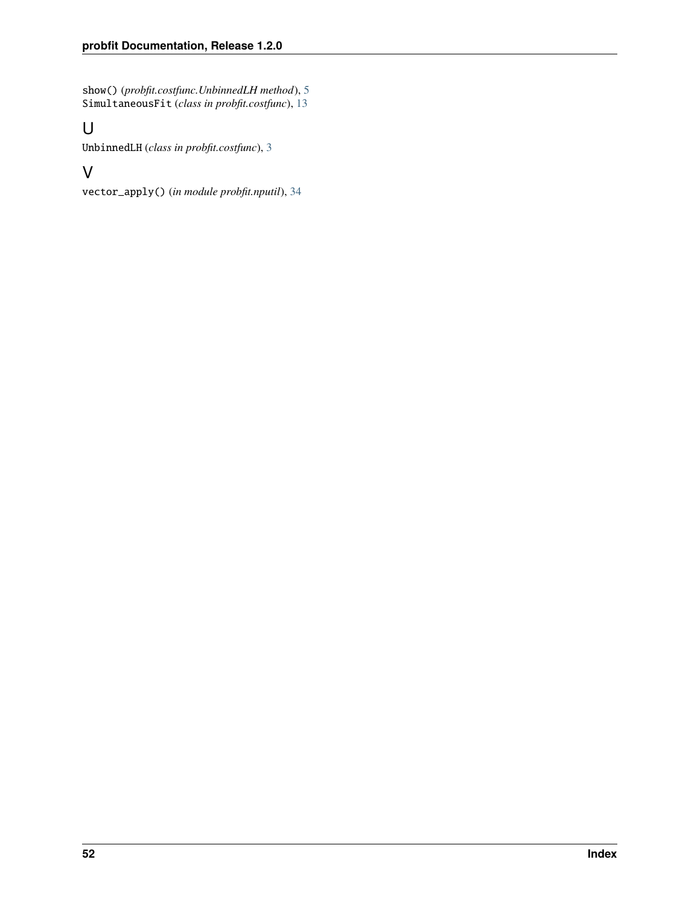show() (*probfit.costfunc.UnbinnedLH method*), 5
SimultaneousFit (*class in probfit.costfunc*), 13

## U

UnbinnedLH (*class in probfit.costfunc*), 3

## V

vector_apply() (*in module probfit.nputil*), 34